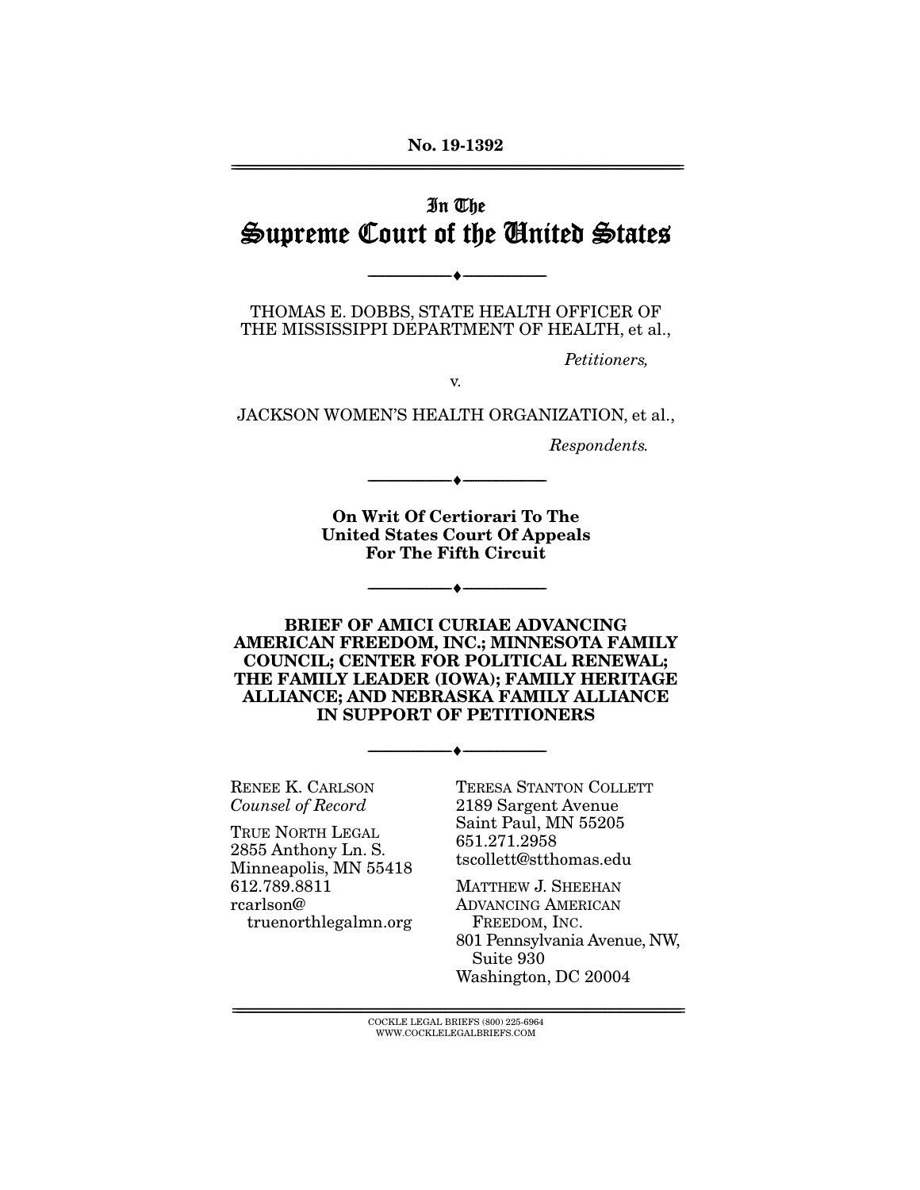No. 19-1392

# In The Supreme Court of the United States

---

THOMAS E. DOBBS, STATE HEALTH OFFICER OF THE MISSISSIPPI DEPARTMENT OF HEALTH, et al.,

*Petitioners,*

v.

JACKSON WOMEN'S HEALTH ORGANIZATION, et al.,

*Respondents.*

---

**On Writ Of Certiorari To The United States Court Of Appeals For The Fifth Circuit**

---

**BRIEF OF AMICI CURIAE ADVANCING AMERICAN FREEDOM, INC.; MINNESOTA FAMILY COUNCIL; CENTER FOR POLITICAL RENEWAL; THE FAMILY LEADER (IOWA); FAMILY HERITAGE ALLIANCE; AND NEBRASKA FAMILY ALLIANCE IN SUPPORT OF PETITIONERS**

---

RENEE K. CARLSON
*Counsel of Record*
TRUE NORTH LEGAL
2855 Anthony Ln. S.
Minneapolis, MN 55418
612.789.8811
rcarlson@truenorthlegalmn.org

TERESA STANTON COLLETT
2189 Sargent Avenue
Saint Paul, MN 55205
651.271.2958
tscollett@stthomas.edu

MATTHEW J. SHEEHAN
ADVANCING AMERICAN FREEDOM, INC.
801 Pennsylvania Avenue, NW, Suite 930
Washington, DC 20004

COCKLE LEGAL BRIEFS (800) 225-6964
WWW.COCKLELEGALBRIEFS.COM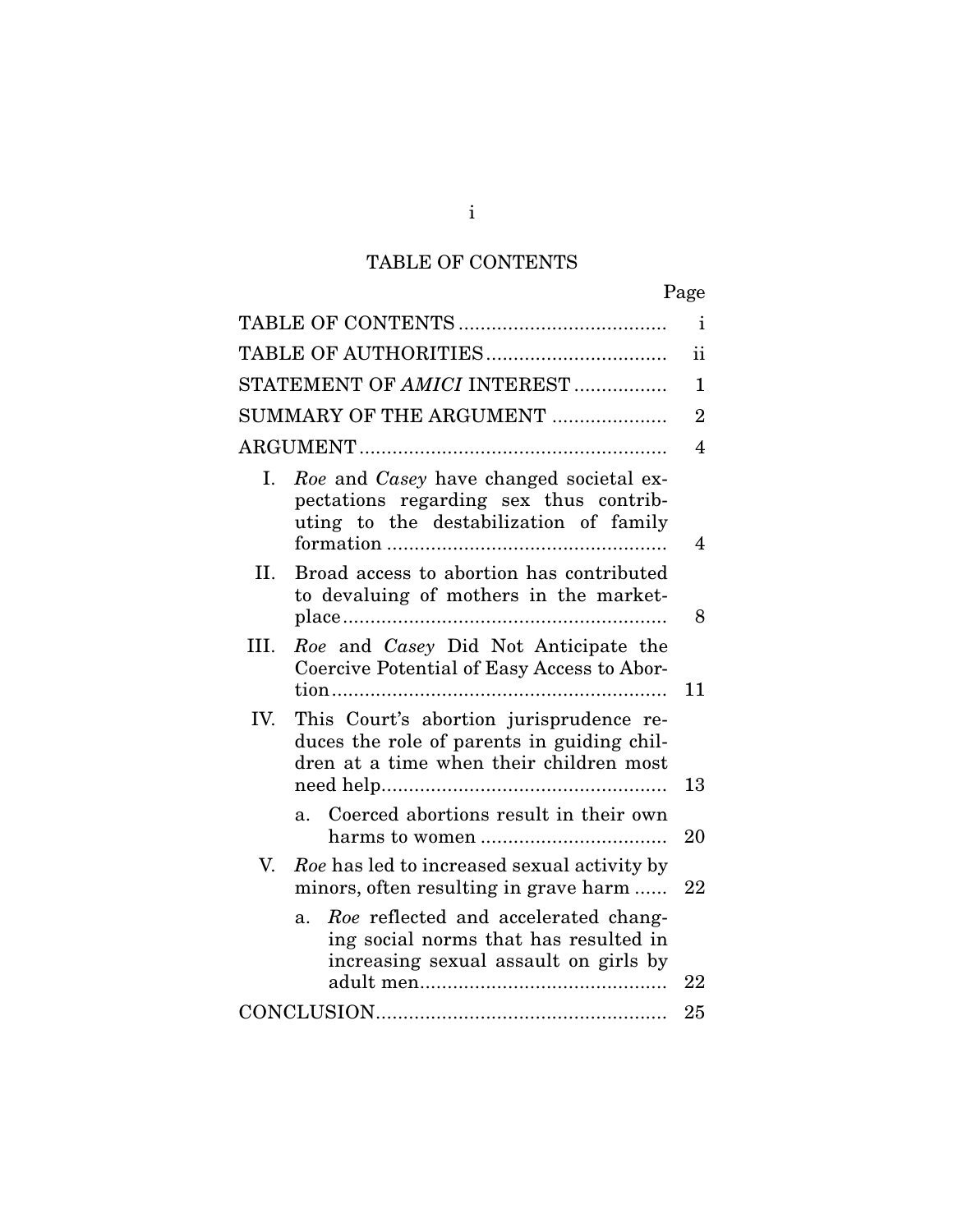# TABLE OF CONTENTS

| | Page |
|---|---|
| TABLE OF CONTENTS | i |
| TABLE OF AUTHORITIES | ii |
| STATEMENT OF *AMICI* INTEREST | 1 |
| SUMMARY OF THE ARGUMENT | 2 |
| ARGUMENT | 4 |
| I. *Roe* and *Casey* have changed societal expectations regarding sex thus contributing to the destabilization of family formation | 4 |
| II. Broad access to abortion has contributed to devaluing of mothers in the marketplace | 8 |
| III. *Roe* and *Casey* Did Not Anticipate the Coercive Potential of Easy Access to Abortion | 11 |
| IV. This Court's abortion jurisprudence reduces the role of parents in guiding children at a time when their children most need help | 13 |
| a. Coerced abortions result in their own harms to women | 20 |
| V. *Roe* has led to increased sexual activity by minors, often resulting in grave harm | 22 |
| a. *Roe* reflected and accelerated changing social norms that has resulted in increasing sexual assault on girls by adult men | 22 |
| CONCLUSION | 25 |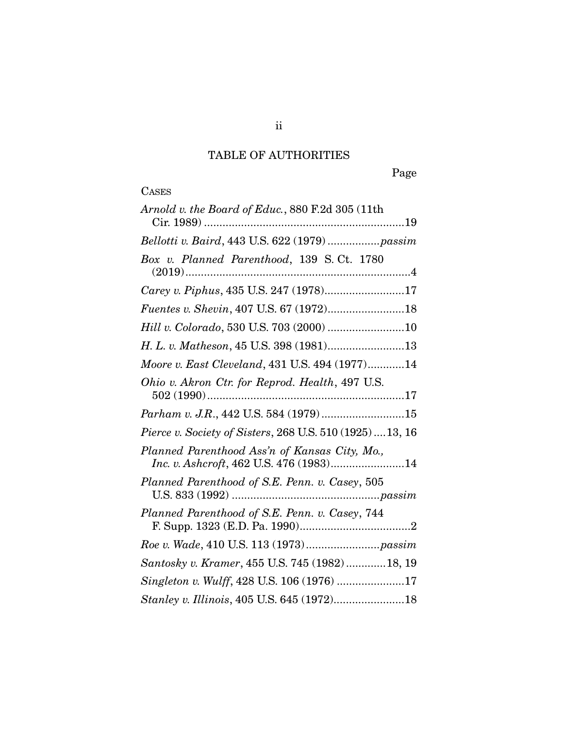## TABLE OF AUTHORITIES

Page

CASES

*Arnold v. the Board of Educ.*, 880 F.2d 305 (11th Cir. 1989) .................................................................19

*Bellotti v. Baird*, 443 U.S. 622 (1979) .................*passim*

*Box v. Planned Parenthood*, 139 S. Ct. 1780 (2019).........................................................................4

*Carey v. Piphus*, 435 U.S. 247 (1978)..........................17

*Fuentes v. Shevin*, 407 U.S. 67 (1972).........................18

*Hill v. Colorado*, 530 U.S. 703 (2000) .........................10

*H. L. v. Matheson*, 45 U.S. 398 (1981).........................13

*Moore v. East Cleveland*, 431 U.S. 494 (1977)............14

*Ohio v. Akron Ctr. for Reprod. Health*, 497 U.S. 502 (1990)................................................................17

*Parham v. J.R.*, 442 U.S. 584 (1979)...........................15

*Pierce v. Society of Sisters*, 268 U.S. 510 (1925)....13, 16

*Planned Parenthood Ass'n of Kansas City, Mo., Inc. v. Ashcroft*, 462 U.S. 476 (1983)........................14

*Planned Parenthood of S.E. Penn. v. Casey*, 505 U.S. 833 (1992) ................................................*passim*

*Planned Parenthood of S.E. Penn. v. Casey*, 744 F. Supp. 1323 (E.D. Pa. 1990)....................................2

*Roe v. Wade*, 410 U.S. 113 (1973)........................*passim*

*Santosky v. Kramer*, 455 U.S. 745 (1982).............18, 19

*Singleton v. Wulff*, 428 U.S. 106 (1976) ......................17

*Stanley v. Illinois*, 405 U.S. 645 (1972).......................18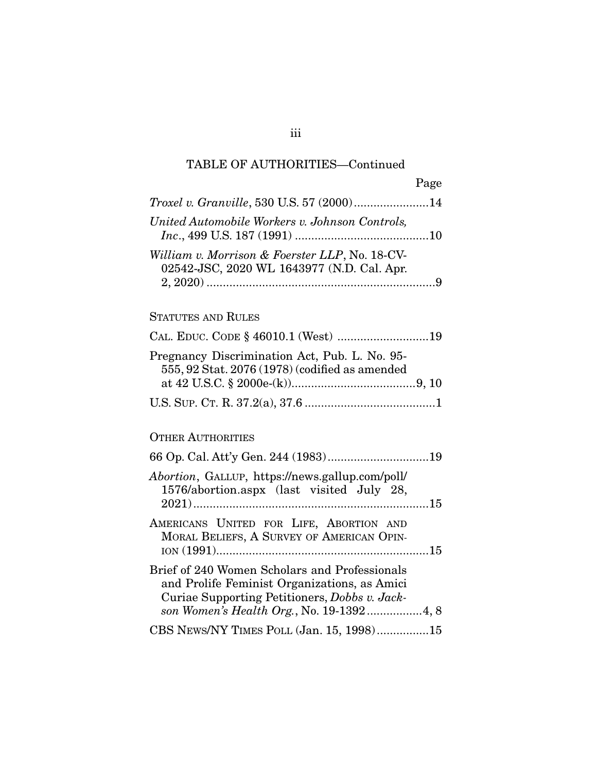TABLE OF AUTHORITIES—Continued

| | Page |
|---|---|
| *Troxel v. Granville*, 530 U.S. 57 (2000) | 14 |
| *United Automobile Workers v. Johnson Controls, Inc.*, 499 U.S. 187 (1991) | 10 |
| *William v. Morrison & Foerster LLP*, No. 18-CV-02542-JSC, 2020 WL 1643977 (N.D. Cal. Apr. 2, 2020) | 9 |

STATUTES AND RULES

| | |
|---|---|
| CAL. EDUC. CODE § 46010.1 (West) | 19 |
| Pregnancy Discrimination Act, Pub. L. No. 95-555, 92 Stat. 2076 (1978) (codified as amended at 42 U.S.C. § 2000e-(k)) | 9, 10 |
| U.S. SUP. CT. R. 37.2(a), 37.6 | 1 |

OTHER AUTHORITIES

| | |
|---|---|
| 66 Op. Cal. Att'y Gen. 244 (1983) | 19 |
| *Abortion*, GALLUP, https://news.gallup.com/poll/1576/abortion.aspx (last visited July 28, 2021) | 15 |
| AMERICANS UNITED FOR LIFE, ABORTION AND MORAL BELIEFS, A SURVEY OF AMERICAN OPINION (1991) | 15 |
| Brief of 240 Women Scholars and Professionals and Prolife Feminist Organizations, as Amici Curiae Supporting Petitioners, *Dobbs v. Jackson Women's Health Org.*, No. 19-1392 | 4, 8 |
| CBS NEWS/NY TIMES POLL (Jan. 15, 1998) | 15 |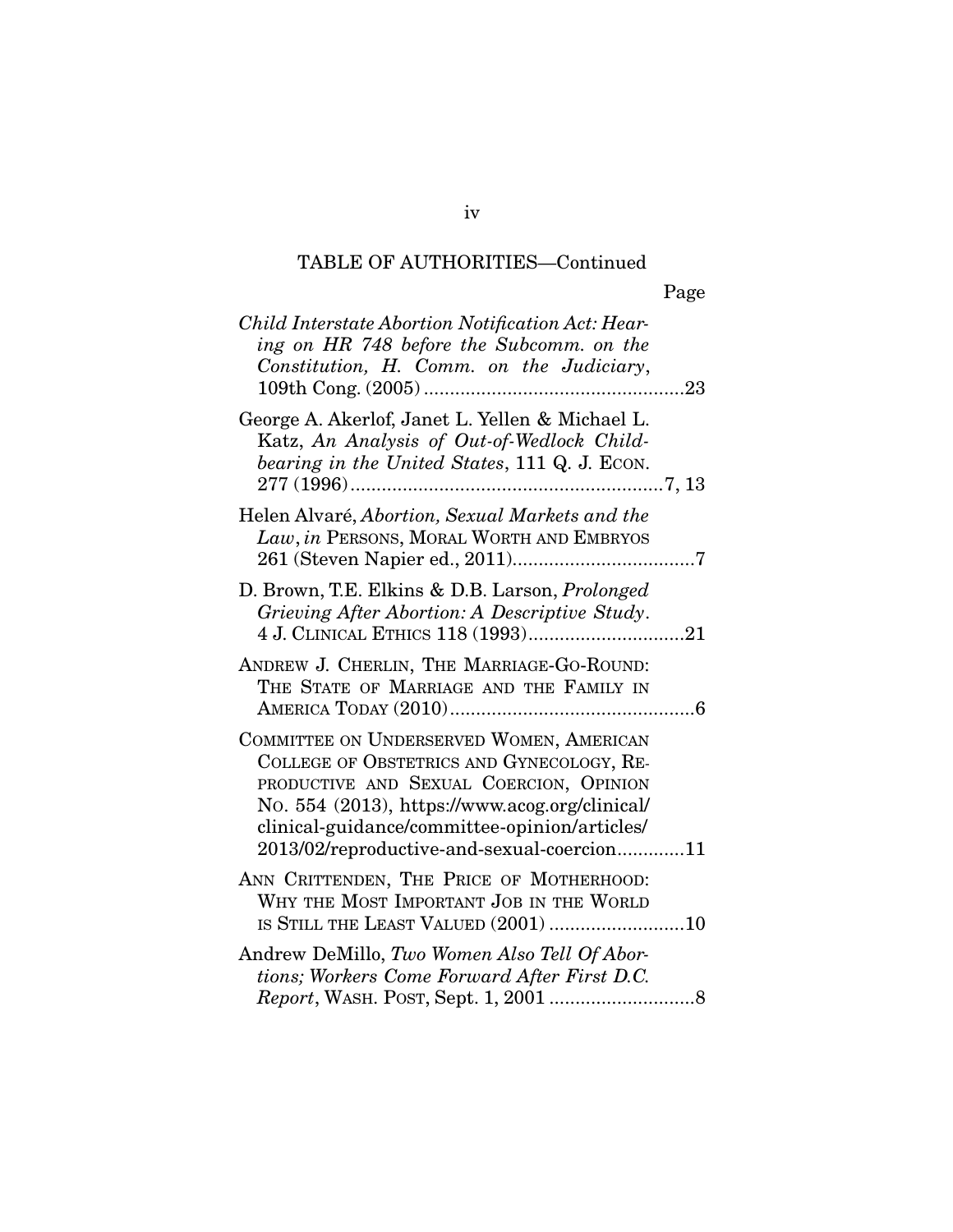TABLE OF AUTHORITIES—Continued

Page

*Child Interstate Abortion Notification Act: Hearing on HR 748 before the Subcomm. on the Constitution, H. Comm. on the Judiciary*, 109th Cong. (2005) .................................................23

George A. Akerlof, Janet L. Yellen & Michael L. Katz, *An Analysis of Out-of-Wedlock Childbearing in the United States*, 111 Q. J. ECON. 277 (1996) ............................................................7, 13

Helen Alvaré, *Abortion, Sexual Markets and the Law*, *in* PERSONS, MORAL WORTH AND EMBRYOS 261 (Steven Napier ed., 2011)..................................7

D. Brown, T.E. Elkins & D.B. Larson, *Prolonged Grieving After Abortion: A Descriptive Study*. 4 J. CLINICAL ETHICS 118 (1993).............................21

ANDREW J. CHERLIN, THE MARRIAGE-GO-ROUND: THE STATE OF MARRIAGE AND THE FAMILY IN AMERICA TODAY (2010)...............................................6

COMMITTEE ON UNDERSERVED WOMEN, AMERICAN COLLEGE OF OBSTETRICS AND GYNECOLOGY, REPRODUCTIVE AND SEXUAL COERCION, OPINION NO. 554 (2013), https://www.acog.org/clinical/clinical-guidance/committee-opinion/articles/2013/02/reproductive-and-sexual-coercion............11

ANN CRITTENDEN, THE PRICE OF MOTHERHOOD: WHY THE MOST IMPORTANT JOB IN THE WORLD IS STILL THE LEAST VALUED (2001) ..........................10

Andrew DeMillo, *Two Women Also Tell Of Abortions; Workers Come Forward After First D.C. Report*, WASH. POST, Sept. 1, 2001 ............................8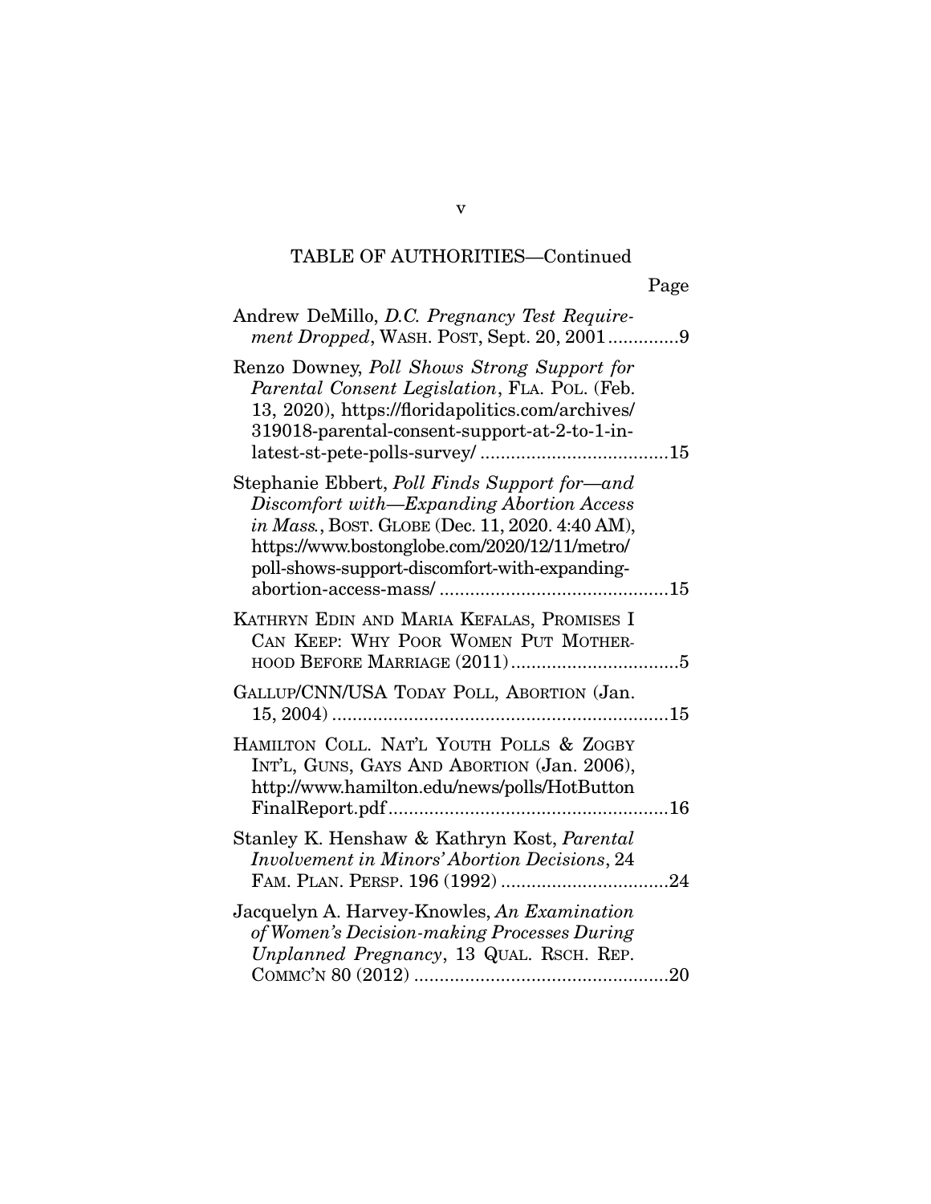## TABLE OF AUTHORITIES—Continued

Page

Andrew DeMillo, *D.C. Pregnancy Test Requirement Dropped*, WASH. POST, Sept. 20, 2001 .............9

Renzo Downey, *Poll Shows Strong Support for Parental Consent Legislation*, FLA. POL. (Feb. 13, 2020), https://floridapolitics.com/archives/319018-parental-consent-support-at-2-to-1-in-latest-st-pete-polls-survey/ .....................................15

Stephanie Ebbert, *Poll Finds Support for—and Discomfort with—Expanding Abortion Access in Mass.*, BOST. GLOBE (Dec. 11, 2020. 4:40 AM), https://www.bostonglobe.com/2020/12/11/metro/poll-shows-support-discomfort-with-expanding-abortion-access-mass/ .............................................15

KATHRYN EDIN AND MARIA KEFALAS, PROMISES I CAN KEEP: WHY POOR WOMEN PUT MOTHERHOOD BEFORE MARRIAGE (2011).................................5

GALLUP/CNN/USA TODAY POLL, ABORTION (Jan. 15, 2004) ..................................................................15

HAMILTON COLL. NAT'L YOUTH POLLS & ZOGBY INT'L, GUNS, GAYS AND ABORTION (Jan. 2006), http://www.hamilton.edu/news/polls/HotButtonFinalReport.pdf.......................................................16

Stanley K. Henshaw & Kathryn Kost, *Parental Involvement in Minors' Abortion Decisions*, 24 FAM. PLAN. PERSP. 196 (1992) .................................24

Jacquelyn A. Harvey-Knowles, *An Examination of Women's Decision-making Processes During Unplanned Pregnancy*, 13 QUAL. RSCH. REP. COMMC'N 80 (2012) ..................................................20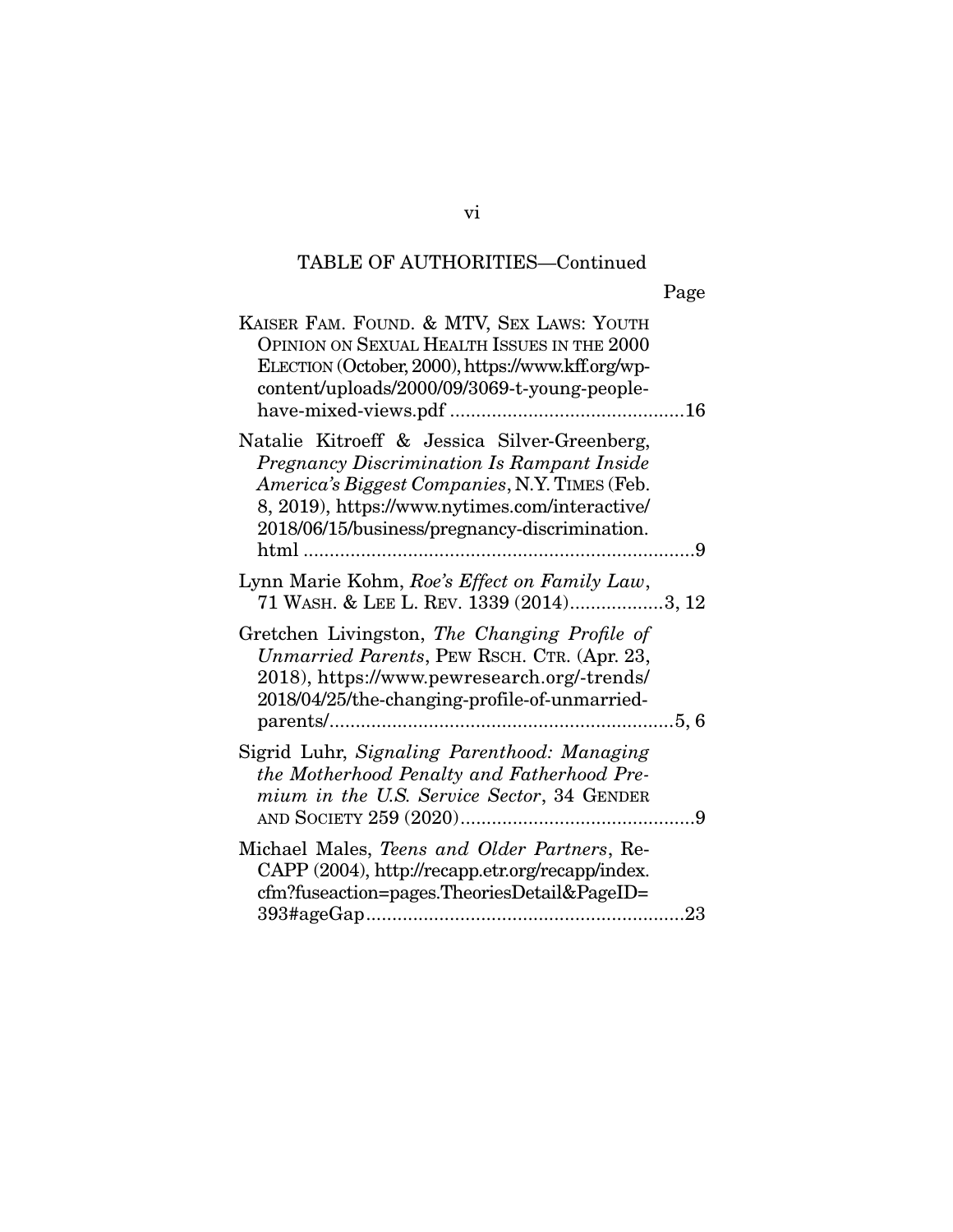TABLE OF AUTHORITIES—Continued

Page

KAISER FAM. FOUND. & MTV, SEX LAWS: YOUTH OPINION ON SEXUAL HEALTH ISSUES IN THE 2000 ELECTION (October, 2000), https://www.kff.org/wp-content/uploads/2000/09/3069-t-young-people-have-mixed-views.pdf ............................................16

Natalie Kitroeff & Jessica Silver-Greenberg, *Pregnancy Discrimination Is Rampant Inside America's Biggest Companies*, N.Y. TIMES (Feb. 8, 2019), https://www.nytimes.com/interactive/2018/06/15/business/pregnancy-discrimination.html ..........................................................................9

Lynn Marie Kohm, *Roe's Effect on Family Law*, 71 WASH. & LEE L. REV. 1339 (2014)..................3, 12

Gretchen Livingston, *The Changing Profile of Unmarried Parents*, PEW RSCH. CTR. (Apr. 23, 2018), https://www.pewresearch.org/-trends/2018/04/25/the-changing-profile-of-unmarried-parents/.................................................................5, 6

Sigrid Luhr, *Signaling Parenthood: Managing the Motherhood Penalty and Fatherhood Premium in the U.S. Service Sector*, 34 GENDER AND SOCIETY 259 (2020)............................................9

Michael Males, *Teens and Older Partners*, ReCAPP (2004), http://recapp.etr.org/recapp/index.cfm?fuseaction=pages.TheoriesDetail&PageID=393#ageGap............................................................23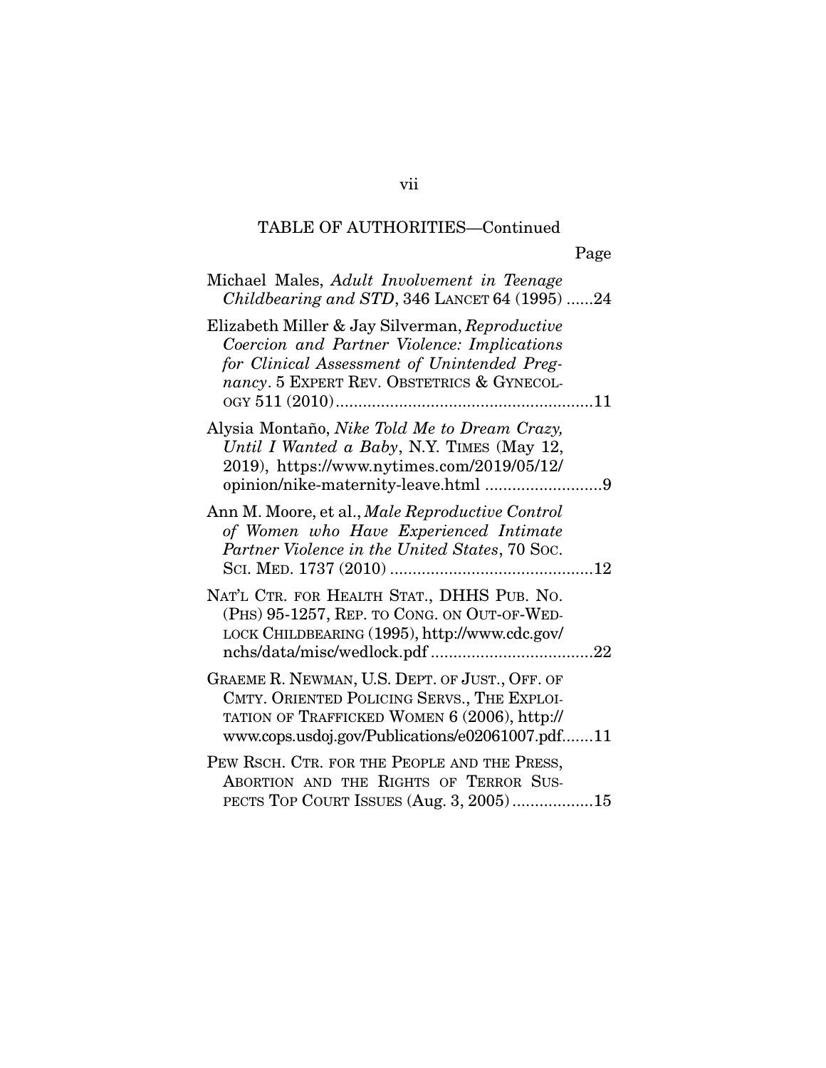TABLE OF AUTHORITIES—Continued

Page

Michael Males, *Adult Involvement in Teenage Childbearing and STD*, 346 LANCET 64 (1995) ......24

Elizabeth Miller & Jay Silverman, *Reproductive Coercion and Partner Violence: Implications for Clinical Assessment of Unintended Pregnancy*. 5 EXPERT REV. OBSTETRICS & GYNECOLOGY 511 (2010).........................................................11

Alysia Montaño, *Nike Told Me to Dream Crazy, Until I Wanted a Baby*, N.Y. TIMES (May 12, 2019), https://www.nytimes.com/2019/05/12/opinion/nike-maternity-leave.html ..........................9

Ann M. Moore, et al., *Male Reproductive Control of Women who Have Experienced Intimate Partner Violence in the United States*, 70 SOC. SCI. MED. 1737 (2010) ............................................12

NAT'L CTR. FOR HEALTH STAT., DHHS PUB. NO. (PHS) 95-1257, REP. TO CONG. ON OUT-OF-WEDLOCK CHILDBEARING (1995), http://www.cdc.gov/nchs/data/misc/wedlock.pdf ....................................22

GRAEME R. NEWMAN, U.S. DEPT. OF JUST., OFF. OF CMTY. ORIENTED POLICING SERVS., THE EXPLOITATION OF TRAFFICKED WOMEN 6 (2006), http://www.cops.usdoj.gov/Publications/e02061007.pdf.......11

PEW RSCH. CTR. FOR THE PEOPLE AND THE PRESS, ABORTION AND THE RIGHTS OF TERROR SUSPECTS TOP COURT ISSUES (Aug. 3, 2005)..................15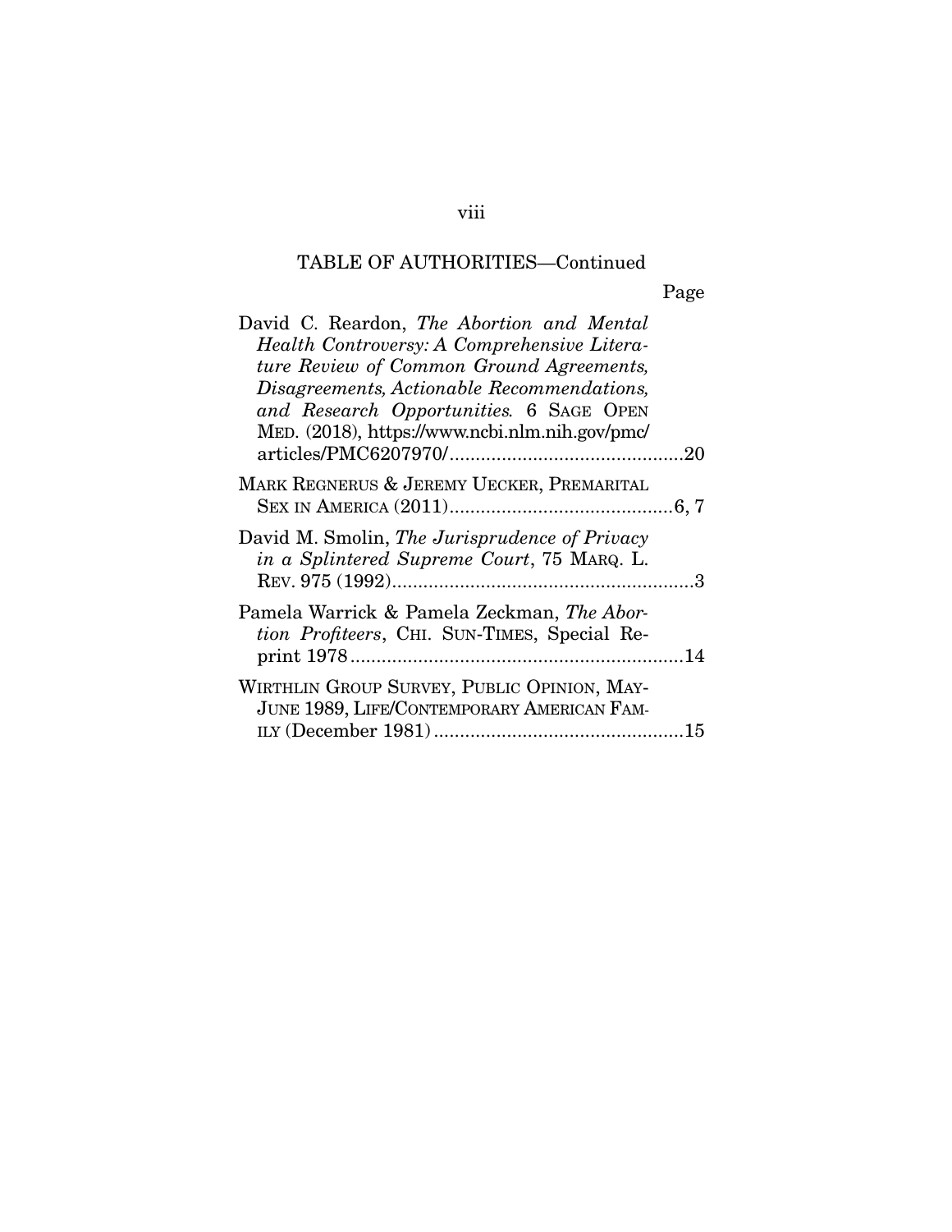TABLE OF AUTHORITIES—Continued

Page

David C. Reardon, *The Abortion and Mental Health Controversy: A Comprehensive Literature Review of Common Ground Agreements, Disagreements, Actionable Recommendations, and Research Opportunities.* 6 SAGE OPEN MED. (2018), https://www.ncbi.nlm.nih.gov/pmc/articles/PMC6207970/ ............................................20

MARK REGNERUS & JEREMY UECKER, PREMARITAL SEX IN AMERICA (2011) ..........................................6, 7

David M. Smolin, *The Jurisprudence of Privacy in a Splintered Supreme Court*, 75 MARQ. L. REV. 975 (1992) ..........................................................3

Pamela Warrick & Pamela Zeckman, *The Abortion Profiteers*, CHI. SUN-TIMES, Special Reprint 1978 ................................................................14

WIRTHLIN GROUP SURVEY, PUBLIC OPINION, MAY-JUNE 1989, LIFE/CONTEMPORARY AMERICAN FAMILY (December 1981) ................................................15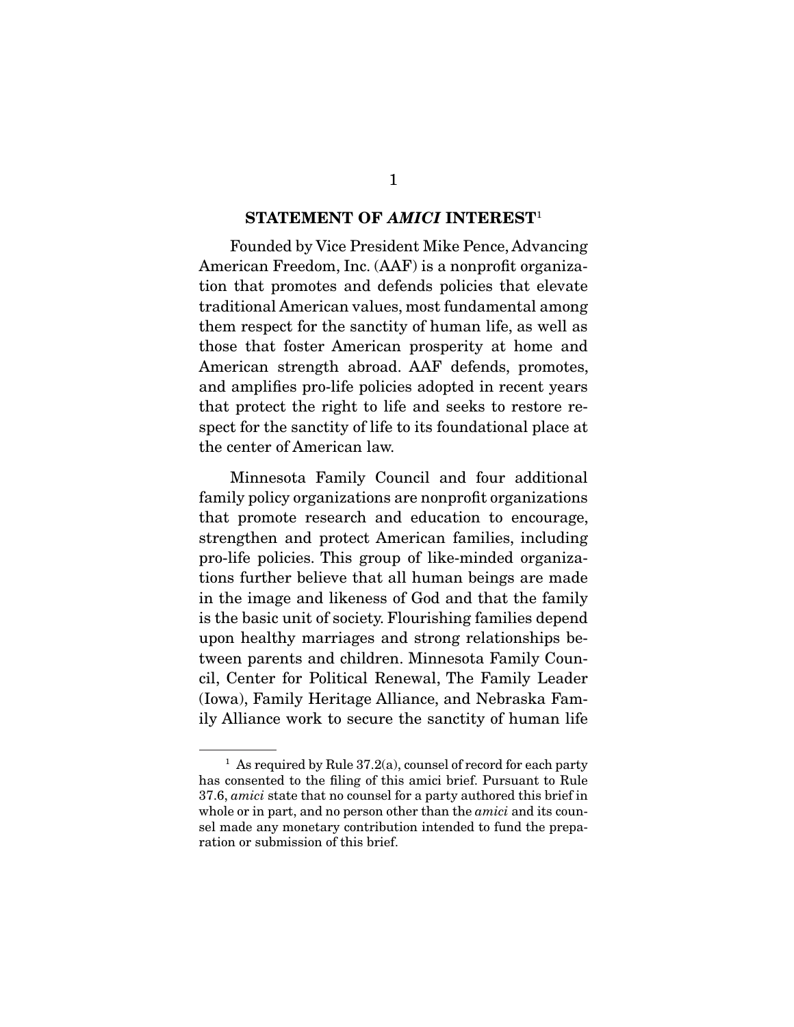## STATEMENT OF *AMICI* INTEREST[1]

Founded by Vice President Mike Pence, Advancing American Freedom, Inc. (AAF) is a nonprofit organization that promotes and defends policies that elevate traditional American values, most fundamental among them respect for the sanctity of human life, as well as those that foster American prosperity at home and American strength abroad. AAF defends, promotes, and amplifies pro-life policies adopted in recent years that protect the right to life and seeks to restore respect for the sanctity of life to its foundational place at the center of American law.

Minnesota Family Council and four additional family policy organizations are nonprofit organizations that promote research and education to encourage, strengthen and protect American families, including pro-life policies. This group of like-minded organizations further believe that all human beings are made in the image and likeness of God and that the family is the basic unit of society. Flourishing families depend upon healthy marriages and strong relationships between parents and children. Minnesota Family Council, Center for Political Renewal, The Family Leader (Iowa), Family Heritage Alliance, and Nebraska Family Alliance work to secure the sanctity of human life

---

[1] As required by Rule 37.2(a), counsel of record for each party has consented to the filing of this amici brief. Pursuant to Rule 37.6, *amici* state that no counsel for a party authored this brief in whole or in part, and no person other than the *amici* and its counsel made any monetary contribution intended to fund the preparation or submission of this brief.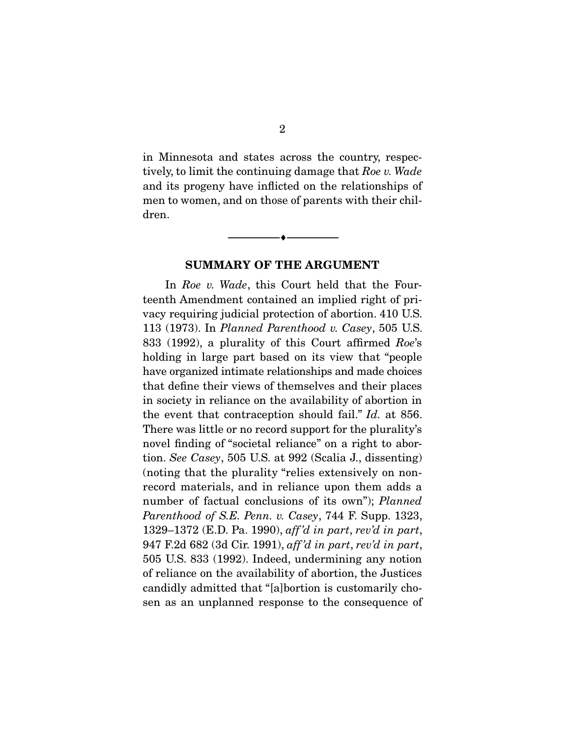in Minnesota and states across the country, respectively, to limit the continuing damage that *Roe v. Wade* and its progeny have inflicted on the relationships of men to women, and on those of parents with their children.

---

## SUMMARY OF THE ARGUMENT

In *Roe v. Wade*, this Court held that the Fourteenth Amendment contained an implied right of privacy requiring judicial protection of abortion. 410 U.S. 113 (1973). In *Planned Parenthood v. Casey*, 505 U.S. 833 (1992), a plurality of this Court affirmed *Roe*'s holding in large part based on its view that "people have organized intimate relationships and made choices that define their views of themselves and their places in society in reliance on the availability of abortion in the event that contraception should fail." *Id.* at 856. There was little or no record support for the plurality's novel finding of "societal reliance" on a right to abortion. *See Casey*, 505 U.S. at 992 (Scalia J., dissenting) (noting that the plurality "relies extensively on non-record materials, and in reliance upon them adds a number of factual conclusions of its own"); *Planned Parenthood of S.E. Penn. v. Casey*, 744 F. Supp. 1323, 1329–1372 (E.D. Pa. 1990), *aff'd in part*, *rev'd in part*, 947 F.2d 682 (3d Cir. 1991), *aff'd in part*, *rev'd in part*, 505 U.S. 833 (1992). Indeed, undermining any notion of reliance on the availability of abortion, the Justices candidly admitted that "[a]bortion is customarily chosen as an unplanned response to the consequence of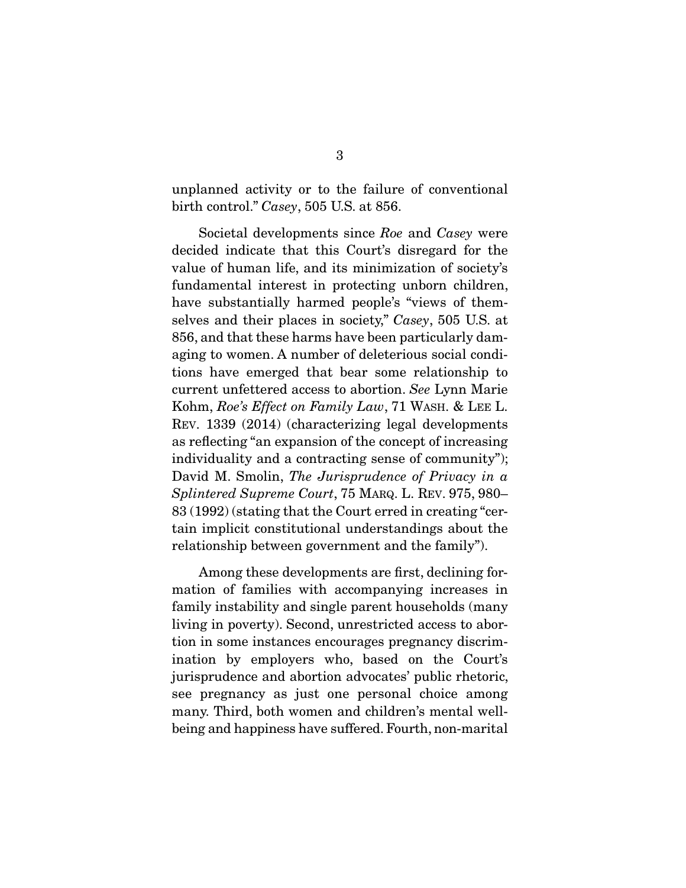unplanned activity or to the failure of conventional birth control." *Casey*, 505 U.S. at 856.

Societal developments since *Roe* and *Casey* were decided indicate that this Court's disregard for the value of human life, and its minimization of society's fundamental interest in protecting unborn children, have substantially harmed people's "views of themselves and their places in society," *Casey*, 505 U.S. at 856, and that these harms have been particularly damaging to women. A number of deleterious social conditions have emerged that bear some relationship to current unfettered access to abortion. *See* Lynn Marie Kohm, *Roe's Effect on Family Law*, 71 WASH. & LEE L. REV. 1339 (2014) (characterizing legal developments as reflecting "an expansion of the concept of increasing individuality and a contracting sense of community"); David M. Smolin, *The Jurisprudence of Privacy in a Splintered Supreme Court*, 75 MARQ. L. REV. 975, 980–83 (1992) (stating that the Court erred in creating "certain implicit constitutional understandings about the relationship between government and the family").

Among these developments are first, declining formation of families with accompanying increases in family instability and single parent households (many living in poverty). Second, unrestricted access to abortion in some instances encourages pregnancy discrimination by employers who, based on the Court's jurisprudence and abortion advocates' public rhetoric, see pregnancy as just one personal choice among many. Third, both women and children's mental wellbeing and happiness have suffered. Fourth, non-marital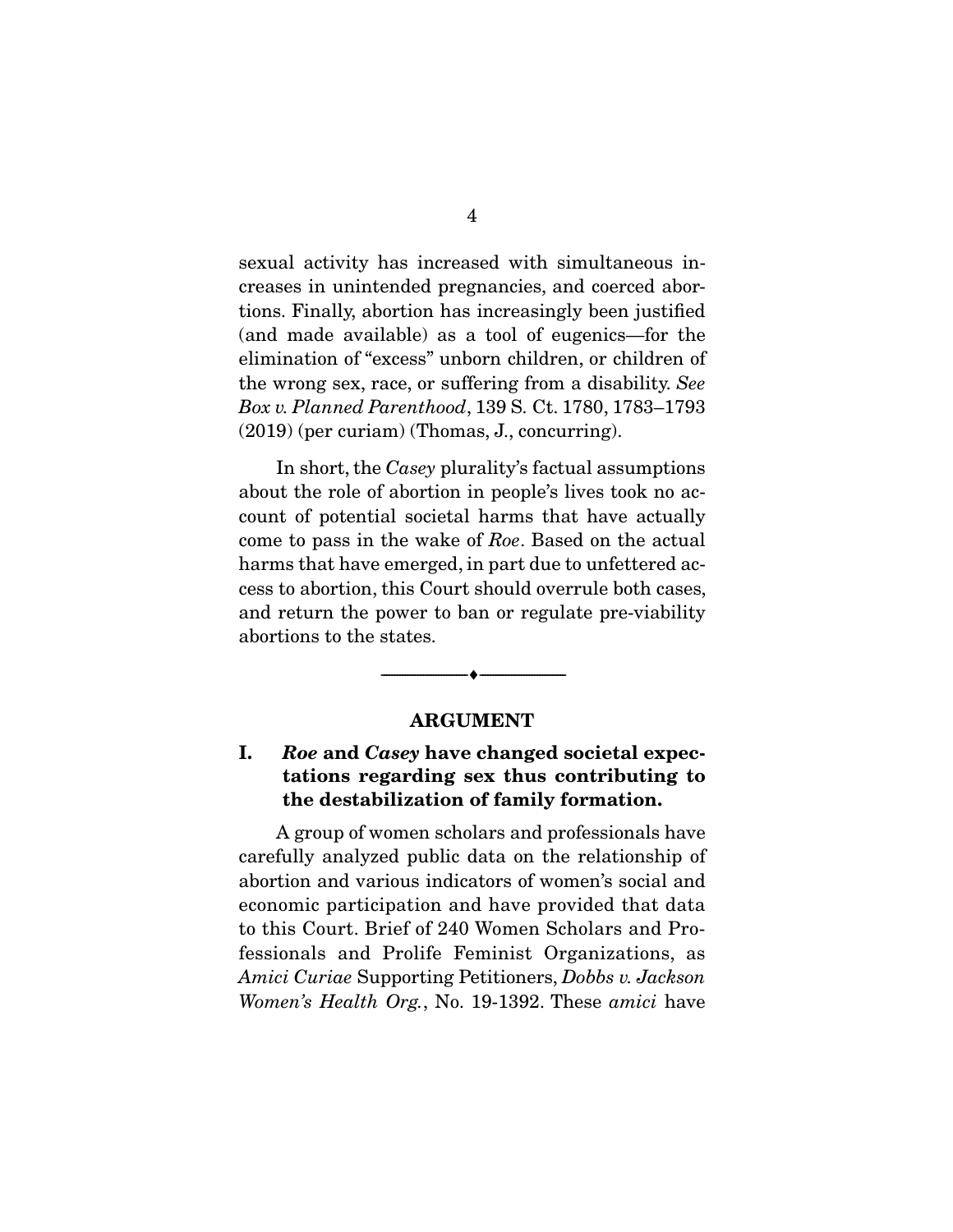sexual activity has increased with simultaneous increases in unintended pregnancies, and coerced abortions. Finally, abortion has increasingly been justified (and made available) as a tool of eugenics—for the elimination of "excess" unborn children, or children of the wrong sex, race, or suffering from a disability. *See Box v. Planned Parenthood*, 139 S. Ct. 1780, 1783–1793 (2019) (per curiam) (Thomas, J., concurring).

In short, the *Casey* plurality's factual assumptions about the role of abortion in people's lives took no account of potential societal harms that have actually come to pass in the wake of *Roe*. Based on the actual harms that have emerged, in part due to unfettered access to abortion, this Court should overrule both cases, and return the power to ban or regulate pre-viability abortions to the states.

---

## ARGUMENT

### I. *Roe* and *Casey* have changed societal expectations regarding sex thus contributing to the destabilization of family formation.

A group of women scholars and professionals have carefully analyzed public data on the relationship of abortion and various indicators of women's social and economic participation and have provided that data to this Court. Brief of 240 Women Scholars and Professionals and Prolife Feminist Organizations, as *Amici Curiae* Supporting Petitioners, *Dobbs v. Jackson Women's Health Org.*, No. 19-1392. These *amici* have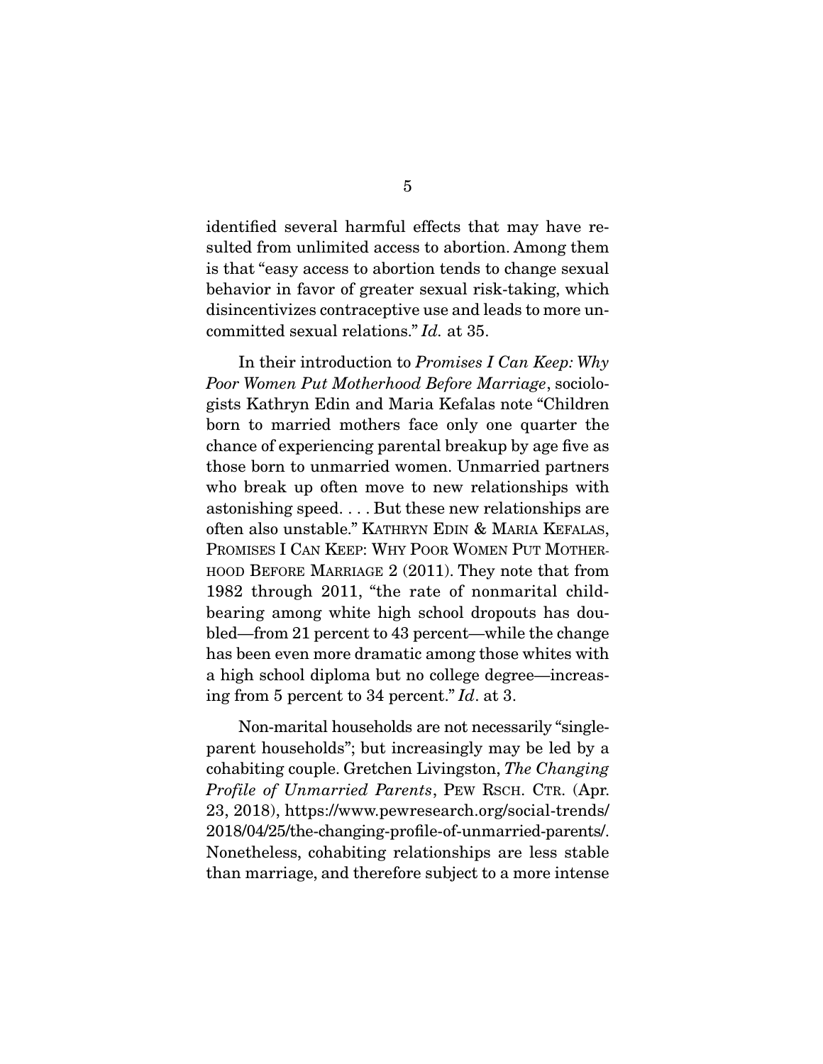identified several harmful effects that may have resulted from unlimited access to abortion. Among them is that "easy access to abortion tends to change sexual behavior in favor of greater sexual risk-taking, which disincentivizes contraceptive use and leads to more uncommitted sexual relations." *Id.* at 35.

In their introduction to *Promises I Can Keep: Why Poor Women Put Motherhood Before Marriage*, sociologists Kathryn Edin and Maria Kefalas note "Children born to married mothers face only one quarter the chance of experiencing parental breakup by age five as those born to unmarried women. Unmarried partners who break up often move to new relationships with astonishing speed. . . . But these new relationships are often also unstable." KATHRYN EDIN & MARIA KEFALAS, PROMISES I CAN KEEP: WHY POOR WOMEN PUT MOTHERHOOD BEFORE MARRIAGE 2 (2011). They note that from 1982 through 2011, "the rate of nonmarital childbearing among white high school dropouts has doubled—from 21 percent to 43 percent—while the change has been even more dramatic among those whites with a high school diploma but no college degree—increasing from 5 percent to 34 percent." *Id*. at 3.

Non-marital households are not necessarily "single-parent households"; but increasingly may be led by a cohabiting couple. Gretchen Livingston, *The Changing Profile of Unmarried Parents*, PEW RSCH. CTR. (Apr. 23, 2018), https://www.pewresearch.org/social-trends/2018/04/25/the-changing-profile-of-unmarried-parents/. Nonetheless, cohabiting relationships are less stable than marriage, and therefore subject to a more intense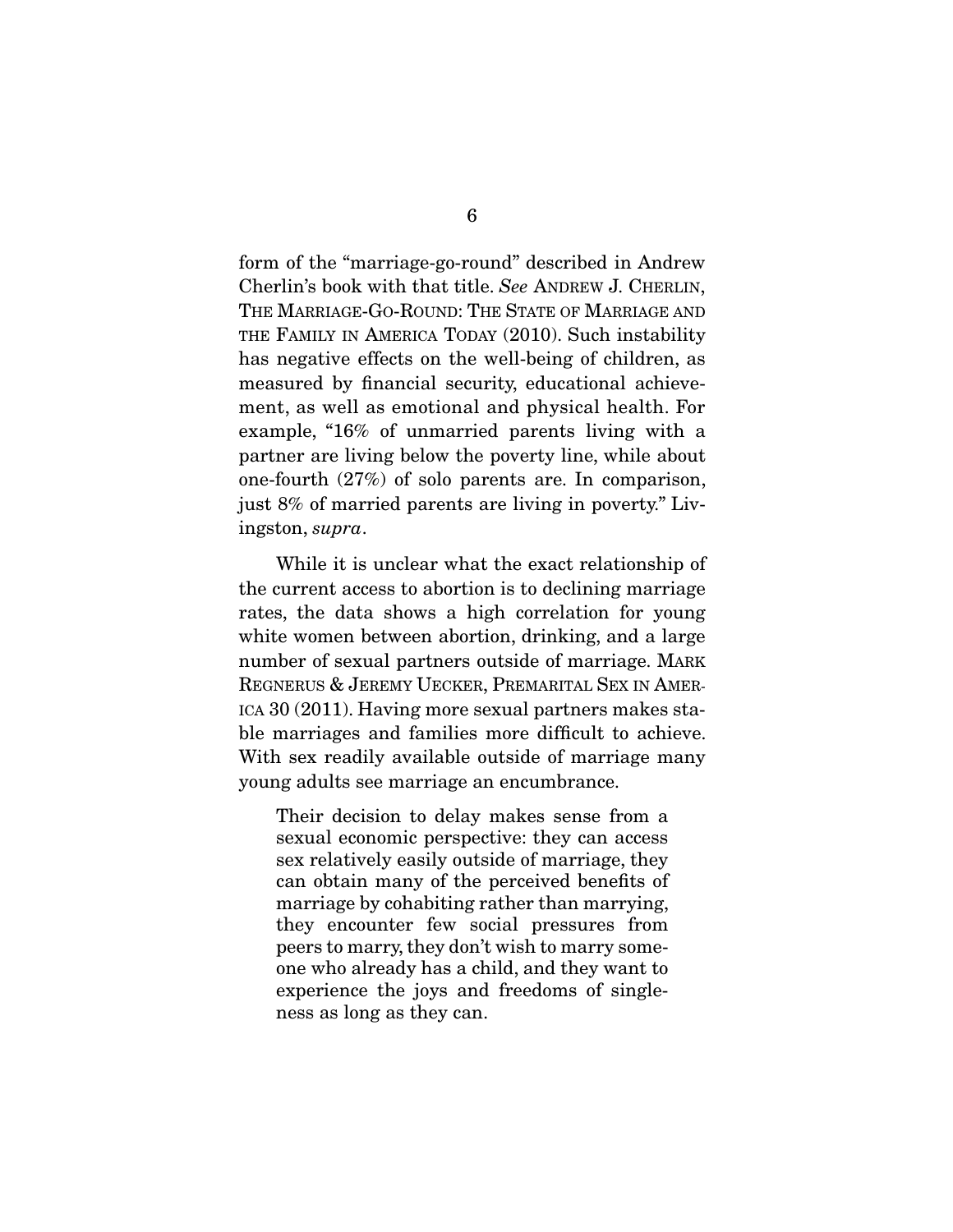form of the "marriage-go-round" described in Andrew Cherlin's book with that title. *See* ANDREW J. CHERLIN, THE MARRIAGE-GO-ROUND: THE STATE OF MARRIAGE AND THE FAMILY IN AMERICA TODAY (2010). Such instability has negative effects on the well-being of children, as measured by financial security, educational achievement, as well as emotional and physical health. For example, "16% of unmarried parents living with a partner are living below the poverty line, while about one-fourth (27%) of solo parents are. In comparison, just 8% of married parents are living in poverty." Livingston, *supra*.

While it is unclear what the exact relationship of the current access to abortion is to declining marriage rates, the data shows a high correlation for young white women between abortion, drinking, and a large number of sexual partners outside of marriage. MARK REGNERUS & JEREMY UECKER, PREMARITAL SEX IN AMERICA 30 (2011). Having more sexual partners makes stable marriages and families more difficult to achieve. With sex readily available outside of marriage many young adults see marriage an encumbrance.

> Their decision to delay makes sense from a sexual economic perspective: they can access sex relatively easily outside of marriage, they can obtain many of the perceived benefits of marriage by cohabiting rather than marrying, they encounter few social pressures from peers to marry, they don't wish to marry someone who already has a child, and they want to experience the joys and freedoms of singleness as long as they can.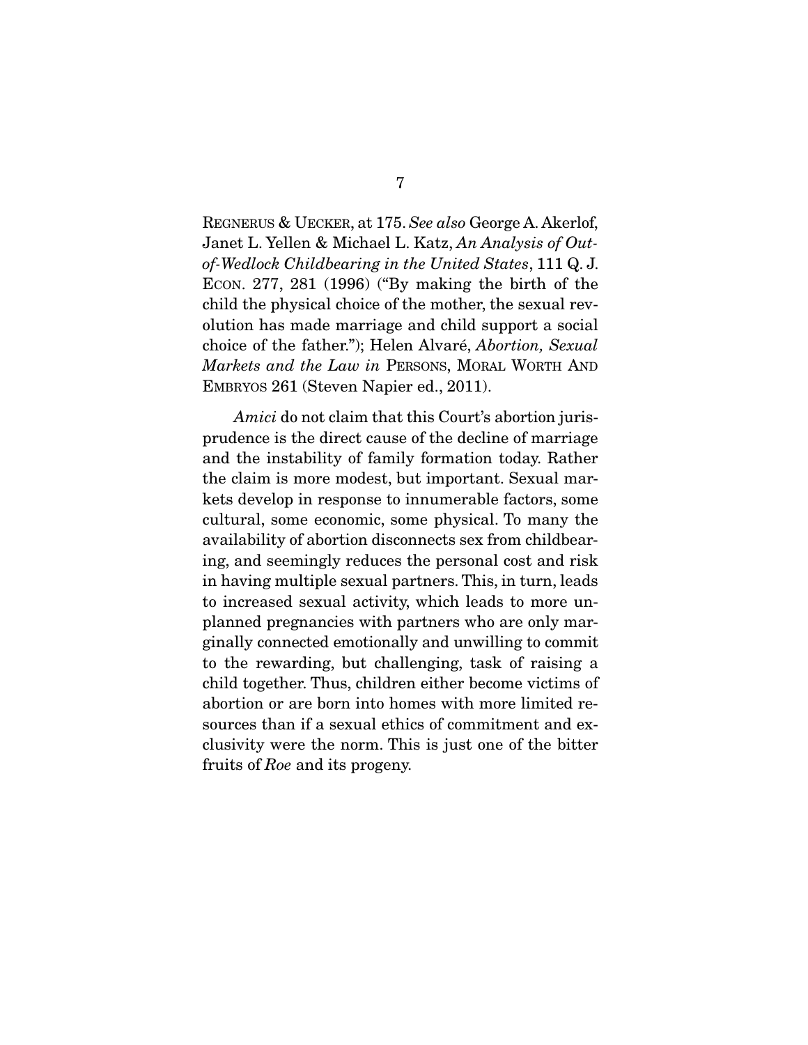REGNERUS & UECKER, at 175. *See also* George A. Akerlof, Janet L. Yellen & Michael L. Katz, *An Analysis of Out-of-Wedlock Childbearing in the United States*, 111 Q. J. ECON. 277, 281 (1996) ("By making the birth of the child the physical choice of the mother, the sexual revolution has made marriage and child support a social choice of the father."); Helen Alvaré, *Abortion, Sexual Markets and the Law in* PERSONS, MORAL WORTH AND EMBRYOS 261 (Steven Napier ed., 2011).

*Amici* do not claim that this Court's abortion jurisprudence is the direct cause of the decline of marriage and the instability of family formation today. Rather the claim is more modest, but important. Sexual markets develop in response to innumerable factors, some cultural, some economic, some physical. To many the availability of abortion disconnects sex from childbearing, and seemingly reduces the personal cost and risk in having multiple sexual partners. This, in turn, leads to increased sexual activity, which leads to more unplanned pregnancies with partners who are only marginally connected emotionally and unwilling to commit to the rewarding, but challenging, task of raising a child together. Thus, children either become victims of abortion or are born into homes with more limited resources than if a sexual ethics of commitment and exclusivity were the norm. This is just one of the bitter fruits of *Roe* and its progeny.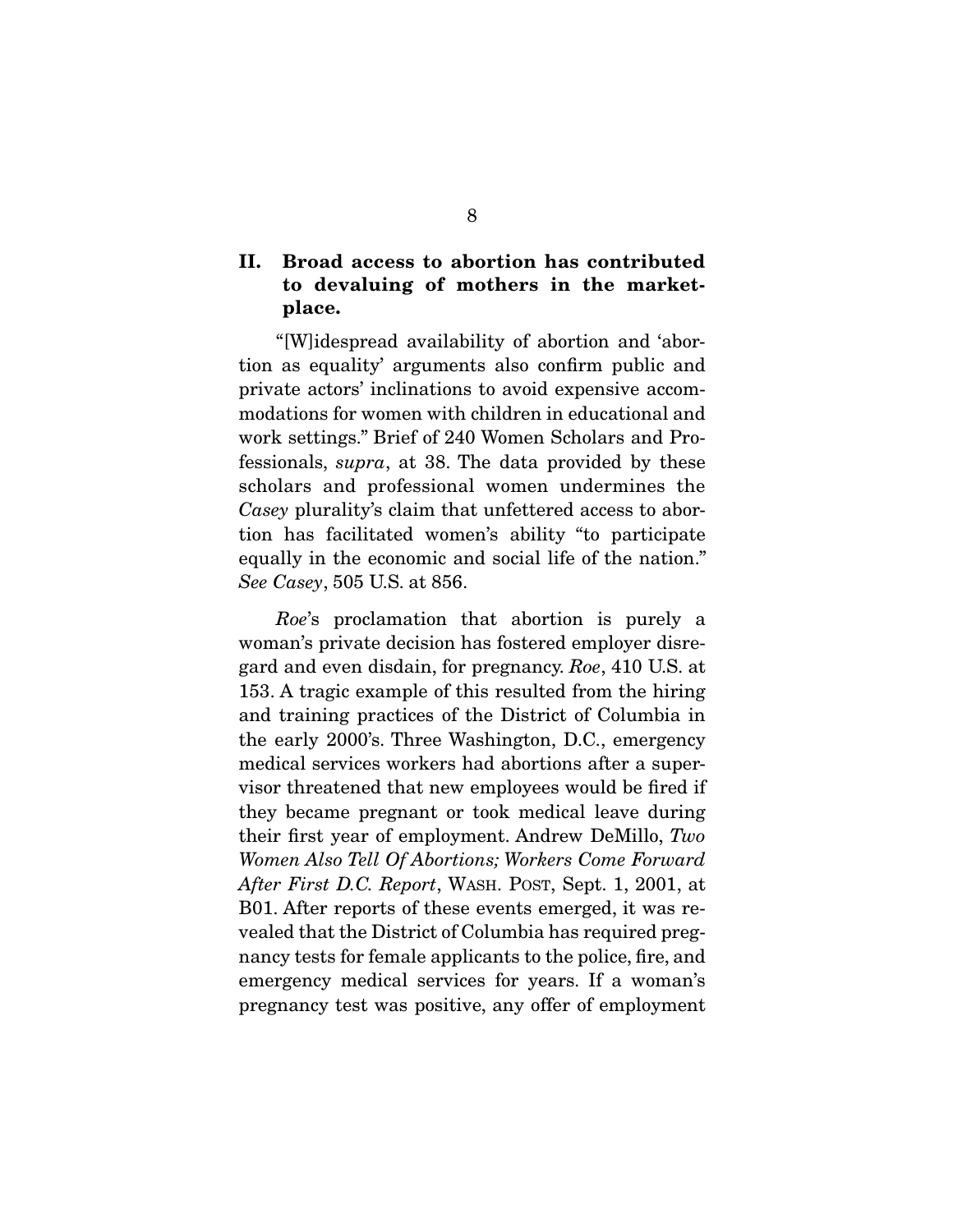## II. Broad access to abortion has contributed to devaluing of mothers in the marketplace.

"[W]idespread availability of abortion and 'abortion as equality' arguments also confirm public and private actors' inclinations to avoid expensive accommodations for women with children in educational and work settings." Brief of 240 Women Scholars and Professionals, *supra*, at 38. The data provided by these scholars and professional women undermines the *Casey* plurality's claim that unfettered access to abortion has facilitated women's ability "to participate equally in the economic and social life of the nation." *See Casey*, 505 U.S. at 856.

*Roe*'s proclamation that abortion is purely a woman's private decision has fostered employer disregard and even disdain, for pregnancy. *Roe*, 410 U.S. at 153. A tragic example of this resulted from the hiring and training practices of the District of Columbia in the early 2000's. Three Washington, D.C., emergency medical services workers had abortions after a supervisor threatened that new employees would be fired if they became pregnant or took medical leave during their first year of employment. Andrew DeMillo, *Two Women Also Tell Of Abortions; Workers Come Forward After First D.C. Report*, WASH. POST, Sept. 1, 2001, at B01. After reports of these events emerged, it was revealed that the District of Columbia has required pregnancy tests for female applicants to the police, fire, and emergency medical services for years. If a woman's pregnancy test was positive, any offer of employment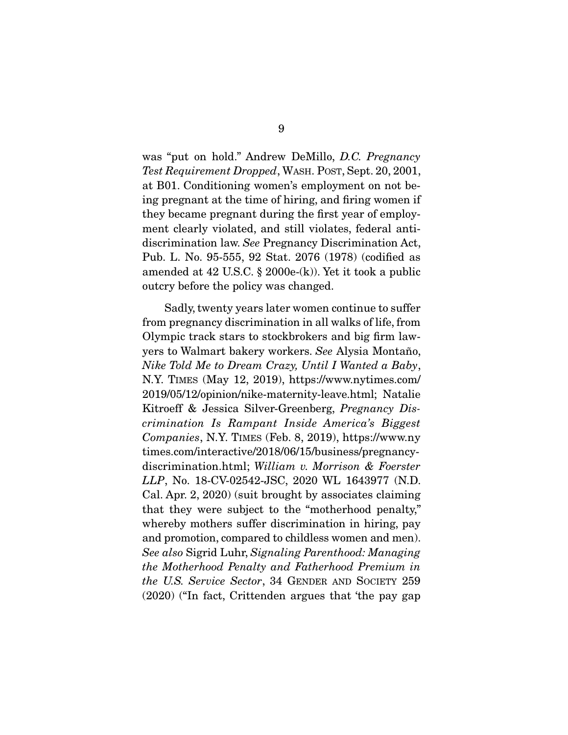was "put on hold." Andrew DeMillo, *D.C. Pregnancy Test Requirement Dropped*, WASH. POST, Sept. 20, 2001, at B01. Conditioning women's employment on not being pregnant at the time of hiring, and firing women if they became pregnant during the first year of employment clearly violated, and still violates, federal anti-discrimination law. *See* Pregnancy Discrimination Act, Pub. L. No. 95-555, 92 Stat. 2076 (1978) (codified as amended at 42 U.S.C. § 2000e-(k)). Yet it took a public outcry before the policy was changed.

Sadly, twenty years later women continue to suffer from pregnancy discrimination in all walks of life, from Olympic track stars to stockbrokers and big firm lawyers to Walmart bakery workers. *See* Alysia Montaño, *Nike Told Me to Dream Crazy, Until I Wanted a Baby*, N.Y. TIMES (May 12, 2019), https://www.nytimes.com/2019/05/12/opinion/nike-maternity-leave.html; Natalie Kitroeff & Jessica Silver-Greenberg, *Pregnancy Discrimination Is Rampant Inside America's Biggest Companies*, N.Y. TIMES (Feb. 8, 2019), https://www.nytimes.com/interactive/2018/06/15/business/pregnancy-discrimination.html; *William v. Morrison & Foerster LLP*, No. 18-CV-02542-JSC, 2020 WL 1643977 (N.D. Cal. Apr. 2, 2020) (suit brought by associates claiming that they were subject to the "motherhood penalty," whereby mothers suffer discrimination in hiring, pay and promotion, compared to childless women and men). *See also* Sigrid Luhr, *Signaling Parenthood: Managing the Motherhood Penalty and Fatherhood Premium in the U.S. Service Sector*, 34 GENDER AND SOCIETY 259 (2020) ("In fact, Crittenden argues that 'the pay gap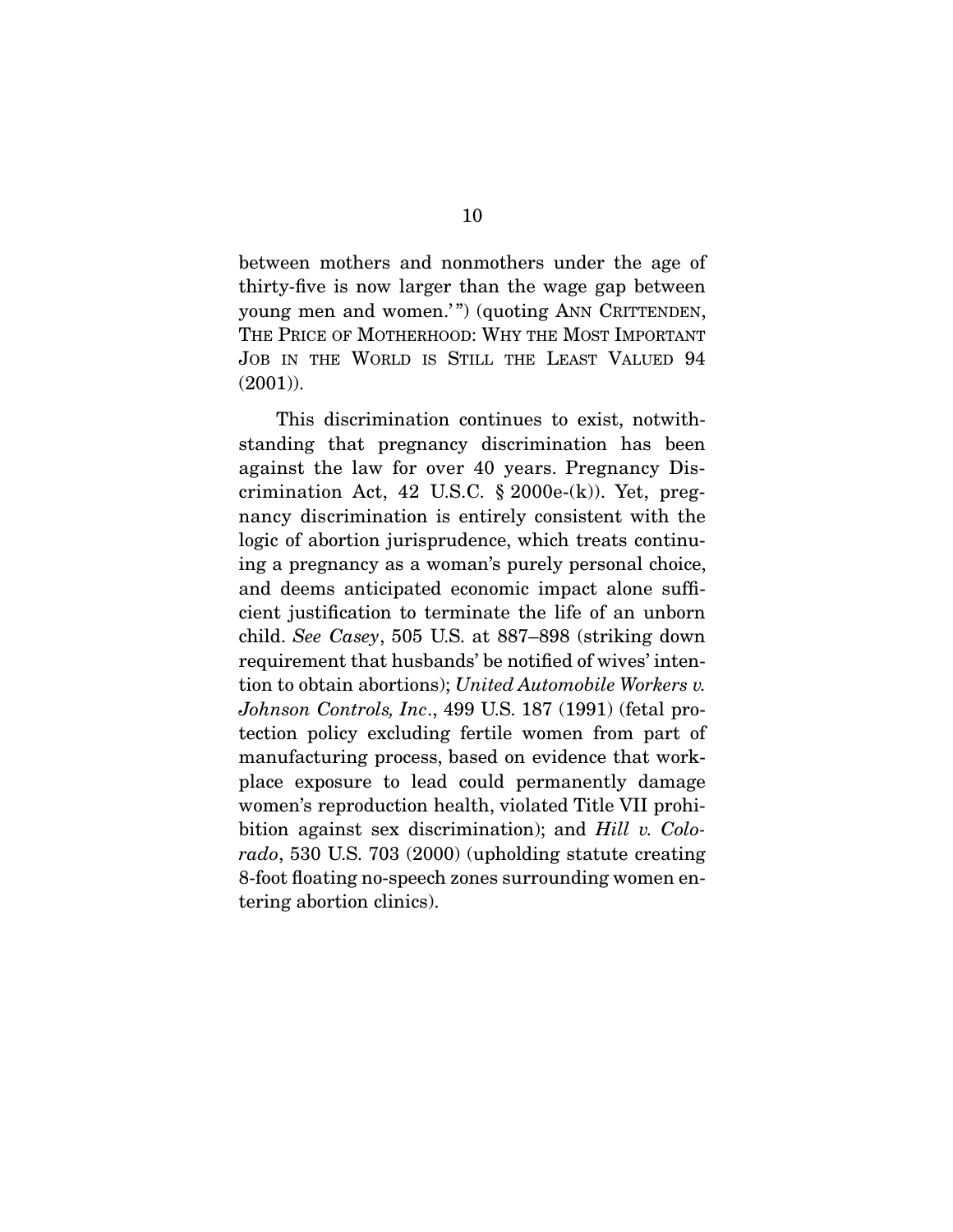between mothers and nonmothers under the age of thirty-five is now larger than the wage gap between young men and women.'") (quoting ANN CRITTENDEN, THE PRICE OF MOTHERHOOD: WHY THE MOST IMPORTANT JOB IN THE WORLD IS STILL THE LEAST VALUED 94 (2001)).

This discrimination continues to exist, notwithstanding that pregnancy discrimination has been against the law for over 40 years. Pregnancy Discrimination Act, 42 U.S.C. § 2000e-(k)). Yet, pregnancy discrimination is entirely consistent with the logic of abortion jurisprudence, which treats continuing a pregnancy as a woman's purely personal choice, and deems anticipated economic impact alone sufficient justification to terminate the life of an unborn child. *See Casey*, 505 U.S. at 887–898 (striking down requirement that husbands' be notified of wives' intention to obtain abortions); *United Automobile Workers v. Johnson Controls, Inc*., 499 U.S. 187 (1991) (fetal protection policy excluding fertile women from part of manufacturing process, based on evidence that workplace exposure to lead could permanently damage women's reproduction health, violated Title VII prohibition against sex discrimination); and *Hill v. Colorado*, 530 U.S. 703 (2000) (upholding statute creating 8-foot floating no-speech zones surrounding women entering abortion clinics).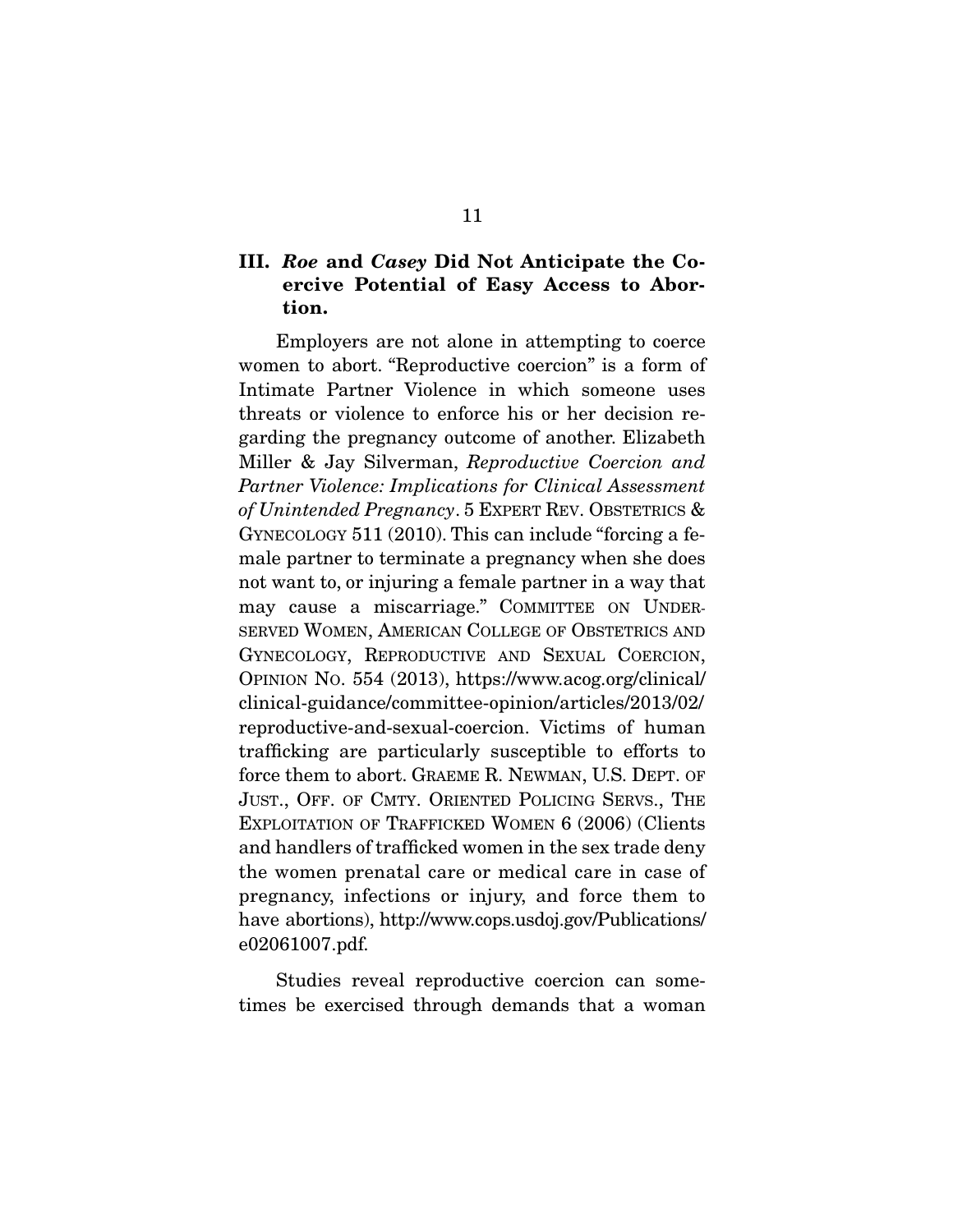### III. *Roe* and *Casey* Did Not Anticipate the Coercive Potential of Easy Access to Abortion.

Employers are not alone in attempting to coerce women to abort. "Reproductive coercion" is a form of Intimate Partner Violence in which someone uses threats or violence to enforce his or her decision regarding the pregnancy outcome of another. Elizabeth Miller & Jay Silverman, *Reproductive Coercion and Partner Violence: Implications for Clinical Assessment of Unintended Pregnancy*. 5 EXPERT REV. OBSTETRICS & GYNECOLOGY 511 (2010). This can include "forcing a female partner to terminate a pregnancy when she does not want to, or injuring a female partner in a way that may cause a miscarriage." COMMITTEE ON UNDERSERVED WOMEN, AMERICAN COLLEGE OF OBSTETRICS AND GYNECOLOGY, REPRODUCTIVE AND SEXUAL COERCION, OPINION NO. 554 (2013), https://www.acog.org/clinical/clinical-guidance/committee-opinion/articles/2013/02/reproductive-and-sexual-coercion. Victims of human trafficking are particularly susceptible to efforts to force them to abort. GRAEME R. NEWMAN, U.S. DEPT. OF JUST., OFF. OF CMTY. ORIENTED POLICING SERVS., THE EXPLOITATION OF TRAFFICKED WOMEN 6 (2006) (Clients and handlers of trafficked women in the sex trade deny the women prenatal care or medical care in case of pregnancy, infections or injury, and force them to have abortions), http://www.cops.usdoj.gov/Publications/e02061007.pdf.

Studies reveal reproductive coercion can sometimes be exercised through demands that a woman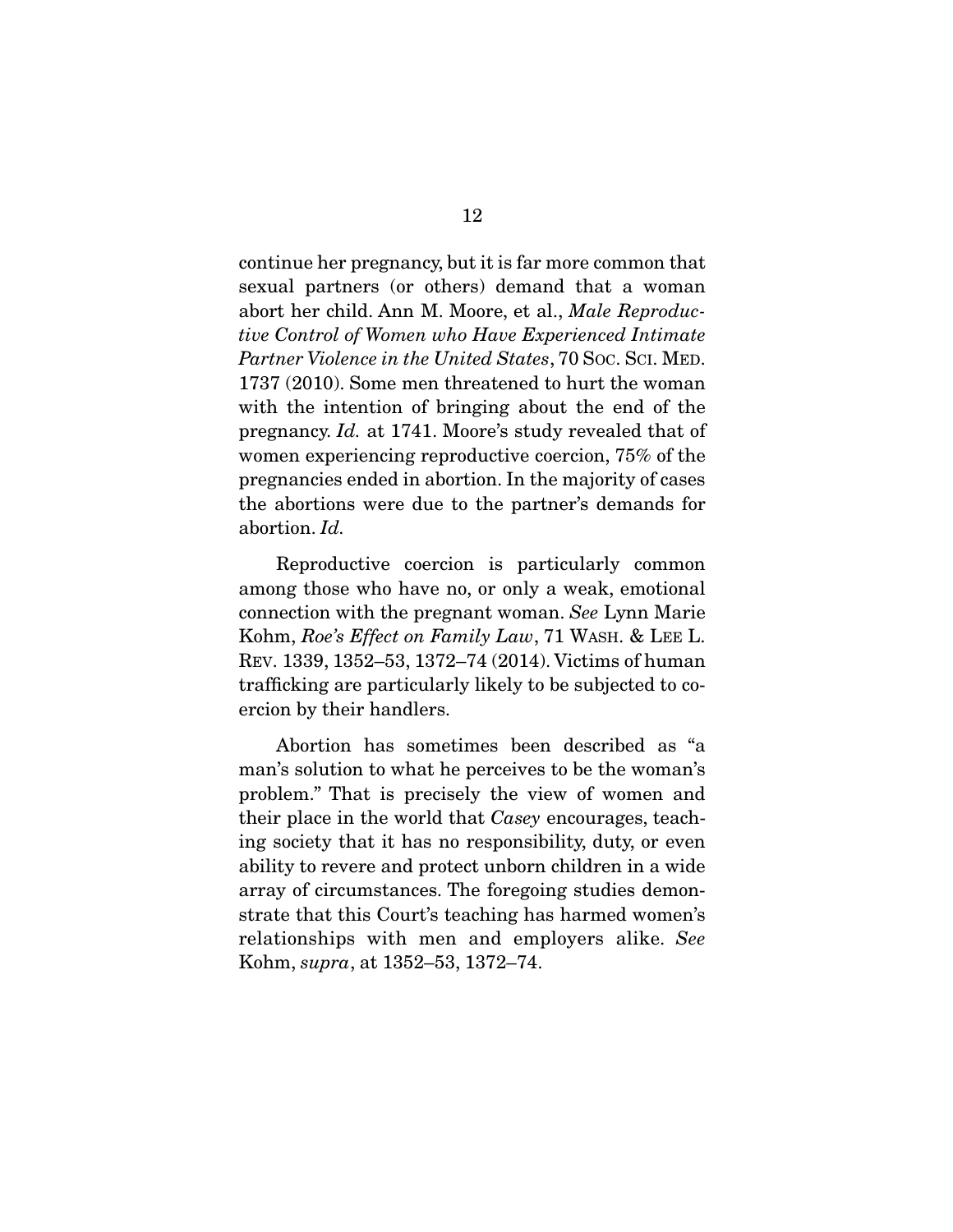continue her pregnancy, but it is far more common that sexual partners (or others) demand that a woman abort her child. Ann M. Moore, et al., *Male Reproductive Control of Women who Have Experienced Intimate Partner Violence in the United States*, 70 SOC. SCI. MED. 1737 (2010). Some men threatened to hurt the woman with the intention of bringing about the end of the pregnancy. *Id.* at 1741. Moore's study revealed that of women experiencing reproductive coercion, 75% of the pregnancies ended in abortion. In the majority of cases the abortions were due to the partner's demands for abortion. *Id.*

Reproductive coercion is particularly common among those who have no, or only a weak, emotional connection with the pregnant woman. *See* Lynn Marie Kohm, *Roe's Effect on Family Law*, 71 WASH. & LEE L. REV. 1339, 1352–53, 1372–74 (2014). Victims of human trafficking are particularly likely to be subjected to coercion by their handlers.

Abortion has sometimes been described as "a man's solution to what he perceives to be the woman's problem." That is precisely the view of women and their place in the world that *Casey* encourages, teaching society that it has no responsibility, duty, or even ability to revere and protect unborn children in a wide array of circumstances. The foregoing studies demonstrate that this Court's teaching has harmed women's relationships with men and employers alike. *See* Kohm, *supra*, at 1352–53, 1372–74.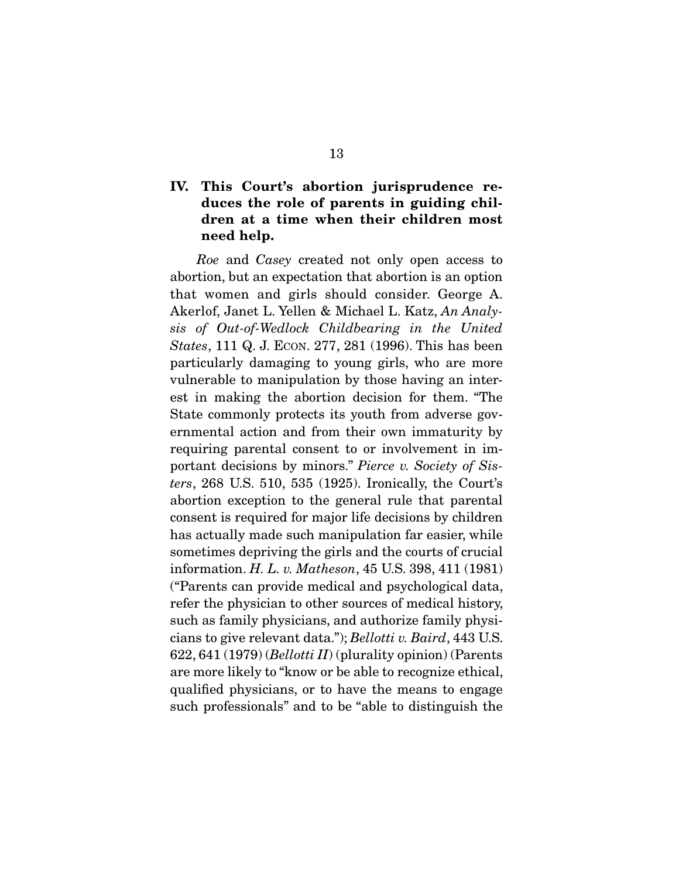## IV. This Court's abortion jurisprudence reduces the role of parents in guiding children at a time when their children most need help.

*Roe* and *Casey* created not only open access to abortion, but an expectation that abortion is an option that women and girls should consider. George A. Akerlof, Janet L. Yellen & Michael L. Katz, *An Analysis of Out-of-Wedlock Childbearing in the United States*, 111 Q. J. ECON. 277, 281 (1996). This has been particularly damaging to young girls, who are more vulnerable to manipulation by those having an interest in making the abortion decision for them. "The State commonly protects its youth from adverse governmental action and from their own immaturity by requiring parental consent to or involvement in important decisions by minors." *Pierce v. Society of Sisters*, 268 U.S. 510, 535 (1925). Ironically, the Court's abortion exception to the general rule that parental consent is required for major life decisions by children has actually made such manipulation far easier, while sometimes depriving the girls and the courts of crucial information. *H. L. v. Matheson*, 45 U.S. 398, 411 (1981) ("Parents can provide medical and psychological data, refer the physician to other sources of medical history, such as family physicians, and authorize family physicians to give relevant data."); *Bellotti v. Baird*, 443 U.S. 622, 641 (1979) (*Bellotti II*) (plurality opinion) (Parents are more likely to "know or be able to recognize ethical, qualified physicians, or to have the means to engage such professionals" and to be "able to distinguish the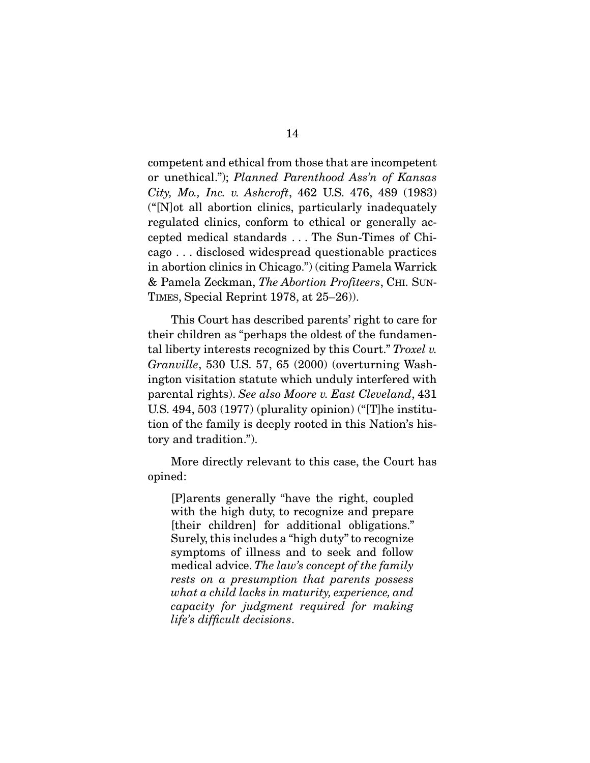competent and ethical from those that are incompetent or unethical."); *Planned Parenthood Ass'n of Kansas City, Mo., Inc. v. Ashcroft*, 462 U.S. 476, 489 (1983) ("[N]ot all abortion clinics, particularly inadequately regulated clinics, conform to ethical or generally accepted medical standards . . . The Sun-Times of Chicago . . . disclosed widespread questionable practices in abortion clinics in Chicago.") (citing Pamela Warrick & Pamela Zeckman, *The Abortion Profiteers*, CHI. SUN-TIMES, Special Reprint 1978, at 25–26)).

This Court has described parents' right to care for their children as "perhaps the oldest of the fundamental liberty interests recognized by this Court." *Troxel v. Granville*, 530 U.S. 57, 65 (2000) (overturning Washington visitation statute which unduly interfered with parental rights). *See also Moore v. East Cleveland*, 431 U.S. 494, 503 (1977) (plurality opinion) ("[T]he institution of the family is deeply rooted in this Nation's history and tradition.").

More directly relevant to this case, the Court has opined:

> [P]arents generally "have the right, coupled with the high duty, to recognize and prepare [their children] for additional obligations." Surely, this includes a "high duty" to recognize symptoms of illness and to seek and follow medical advice. *The law's concept of the family rests on a presumption that parents possess what a child lacks in maturity, experience, and capacity for judgment required for making life's difficult decisions*.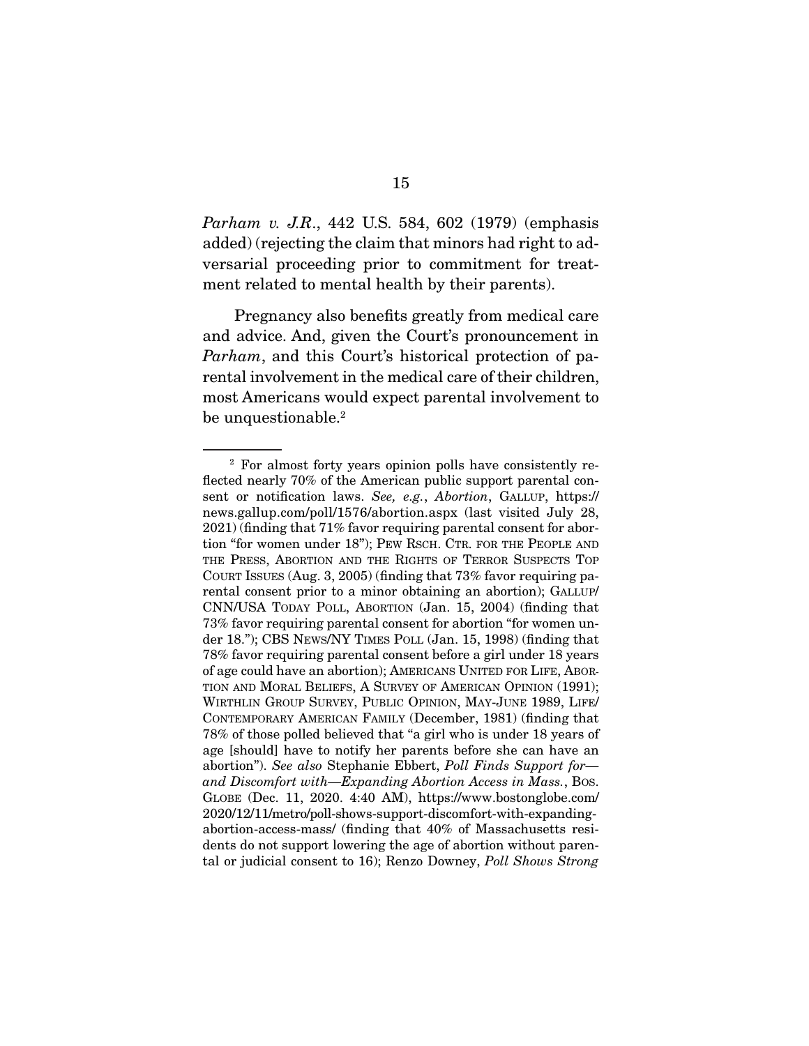*Parham v. J.R.*, 442 U.S. 584, 602 (1979) (emphasis added) (rejecting the claim that minors had right to adversarial proceeding prior to commitment for treatment related to mental health by their parents).

Pregnancy also benefits greatly from medical care and advice. And, given the Court's pronouncement in *Parham*, and this Court's historical protection of parental involvement in the medical care of their children, most Americans would expect parental involvement to be unquestionable.[2]

---

[2] For almost forty years opinion polls have consistently reflected nearly 70% of the American public support parental consent or notification laws. *See, e.g.*, *Abortion*, GALLUP, https://news.gallup.com/poll/1576/abortion.aspx (last visited July 28, 2021) (finding that 71% favor requiring parental consent for abortion "for women under 18"); PEW RSCH. CTR. FOR THE PEOPLE AND THE PRESS, ABORTION AND THE RIGHTS OF TERROR SUSPECTS TOP COURT ISSUES (Aug. 3, 2005) (finding that 73% favor requiring parental consent prior to a minor obtaining an abortion); GALLUP/CNN/USA TODAY POLL, ABORTION (Jan. 15, 2004) (finding that 73% favor requiring parental consent for abortion "for women under 18."); CBS NEWS/NY TIMES POLL (Jan. 15, 1998) (finding that 78% favor requiring parental consent before a girl under 18 years of age could have an abortion); AMERICANS UNITED FOR LIFE, ABORTION AND MORAL BELIEFS, A SURVEY OF AMERICAN OPINION (1991); WIRTHLIN GROUP SURVEY, PUBLIC OPINION, MAY-JUNE 1989, LIFE/CONTEMPORARY AMERICAN FAMILY (December, 1981) (finding that 78% of those polled believed that "a girl who is under 18 years of age [should] have to notify her parents before she can have an abortion"). *See also* Stephanie Ebbert, *Poll Finds Support for—and Discomfort with—Expanding Abortion Access in Mass.*, BOS. GLOBE (Dec. 11, 2020. 4:40 AM), https://www.bostonglobe.com/2020/12/11/metro/poll-shows-support-discomfort-with-expanding-abortion-access-mass/ (finding that 40% of Massachusetts residents do not support lowering the age of abortion without parental or judicial consent to 16); Renzo Downey, *Poll Shows Strong*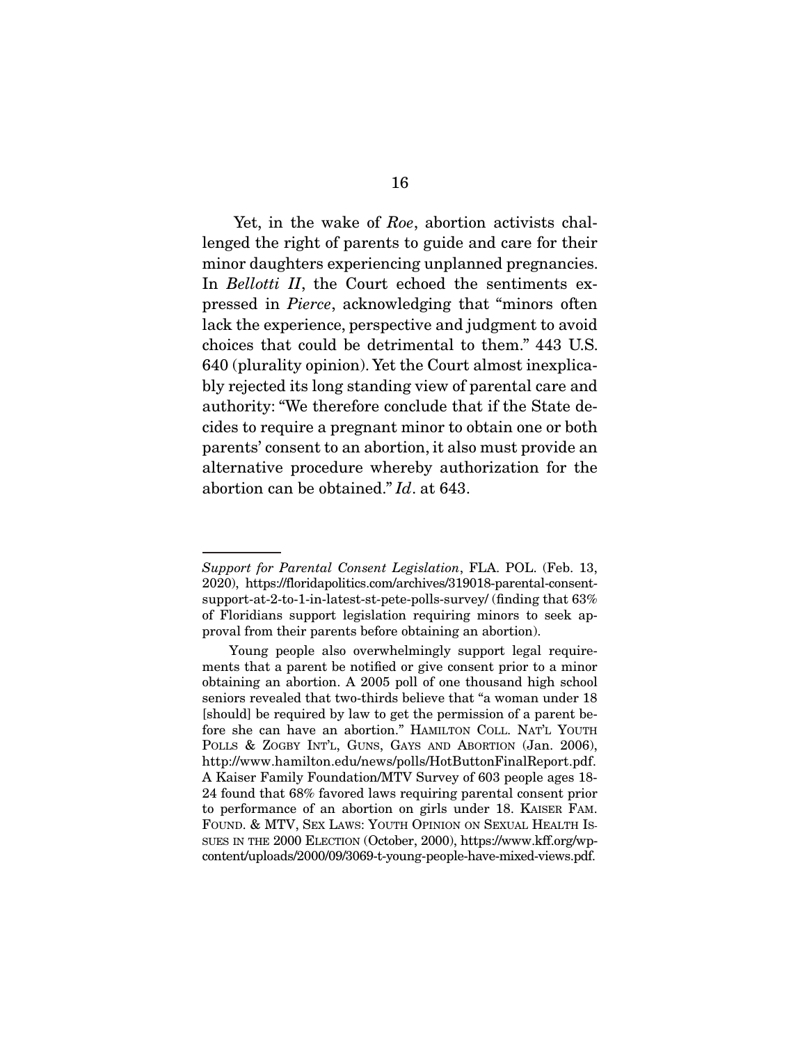Yet, in the wake of *Roe*, abortion activists challenged the right of parents to guide and care for their minor daughters experiencing unplanned pregnancies. In *Bellotti II*, the Court echoed the sentiments expressed in *Pierce*, acknowledging that "minors often lack the experience, perspective and judgment to avoid choices that could be detrimental to them." 443 U.S. 640 (plurality opinion). Yet the Court almost inexplicably rejected its long standing view of parental care and authority: "We therefore conclude that if the State decides to require a pregnant minor to obtain one or both parents' consent to an abortion, it also must provide an alternative procedure whereby authorization for the abortion can be obtained." *Id*. at 643.

---

*Support for Parental Consent Legislation*, FLA. POL. (Feb. 13, 2020), https://floridapolitics.com/archives/319018-parental-consent-support-at-2-to-1-in-latest-st-pete-polls-survey/ (finding that 63% of Floridians support legislation requiring minors to seek approval from their parents before obtaining an abortion).

Young people also overwhelmingly support legal requirements that a parent be notified or give consent prior to a minor obtaining an abortion. A 2005 poll of one thousand high school seniors revealed that two-thirds believe that "a woman under 18 [should] be required by law to get the permission of a parent before she can have an abortion." HAMILTON COLL. NAT'L YOUTH POLLS & ZOGBY INT'L, GUNS, GAYS AND ABORTION (Jan. 2006), http://www.hamilton.edu/news/polls/HotButtonFinalReport.pdf. A Kaiser Family Foundation/MTV Survey of 603 people ages 18-24 found that 68% favored laws requiring parental consent prior to performance of an abortion on girls under 18. KAISER FAM. FOUND. & MTV, SEX LAWS: YOUTH OPINION ON SEXUAL HEALTH ISSUES IN THE 2000 ELECTION (October, 2000), https://www.kff.org/wp-content/uploads/2000/09/3069-t-young-people-have-mixed-views.pdf.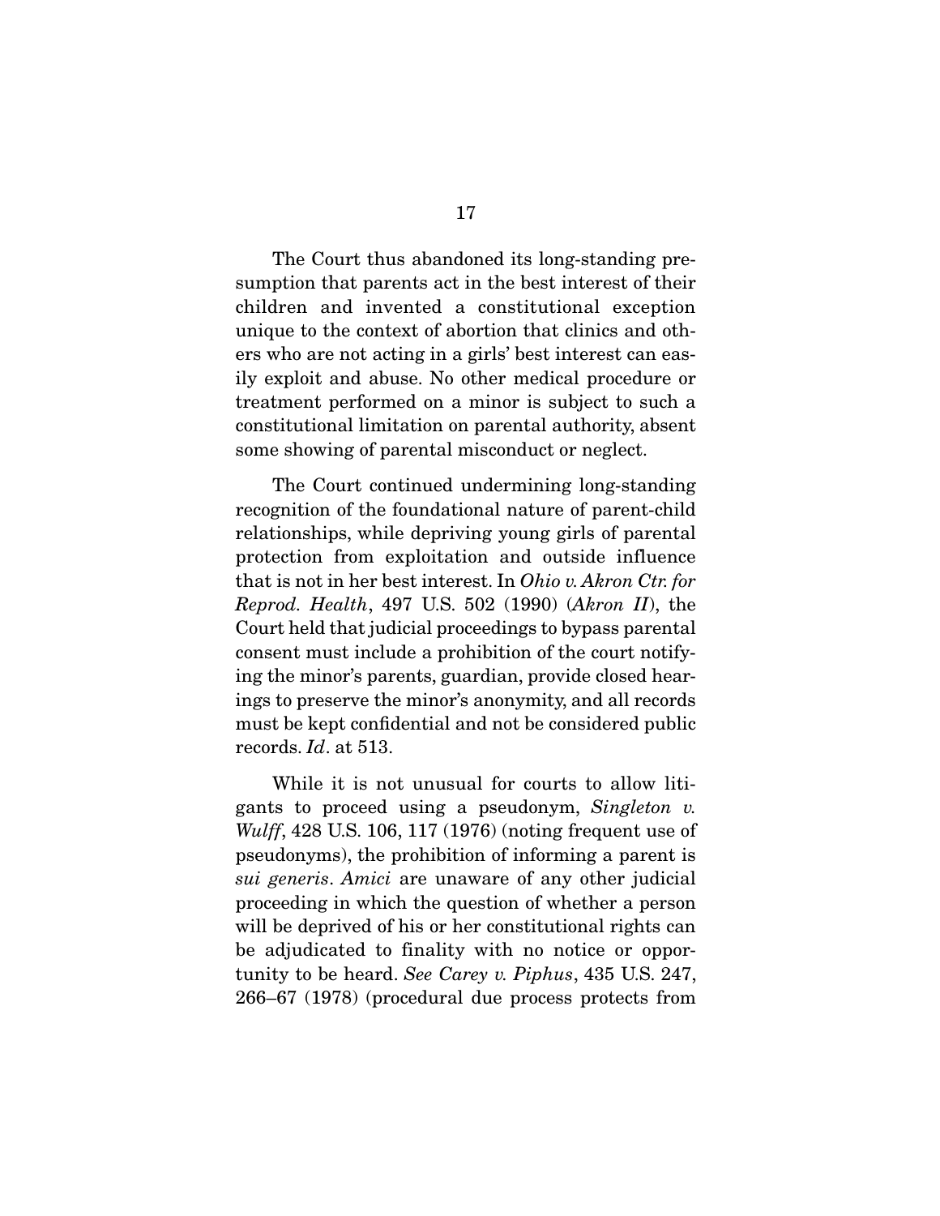The Court thus abandoned its long-standing presumption that parents act in the best interest of their children and invented a constitutional exception unique to the context of abortion that clinics and others who are not acting in a girls' best interest can easily exploit and abuse. No other medical procedure or treatment performed on a minor is subject to such a constitutional limitation on parental authority, absent some showing of parental misconduct or neglect.

The Court continued undermining long-standing recognition of the foundational nature of parent-child relationships, while depriving young girls of parental protection from exploitation and outside influence that is not in her best interest. In *Ohio v. Akron Ctr. for Reprod. Health*, 497 U.S. 502 (1990) (*Akron II*), the Court held that judicial proceedings to bypass parental consent must include a prohibition of the court notifying the minor's parents, guardian, provide closed hearings to preserve the minor's anonymity, and all records must be kept confidential and not be considered public records. *Id*. at 513.

While it is not unusual for courts to allow litigants to proceed using a pseudonym, *Singleton v. Wulff*, 428 U.S. 106, 117 (1976) (noting frequent use of pseudonyms), the prohibition of informing a parent is *sui generis*. *Amici* are unaware of any other judicial proceeding in which the question of whether a person will be deprived of his or her constitutional rights can be adjudicated to finality with no notice or opportunity to be heard. *See Carey v. Piphus*, 435 U.S. 247, 266–67 (1978) (procedural due process protects from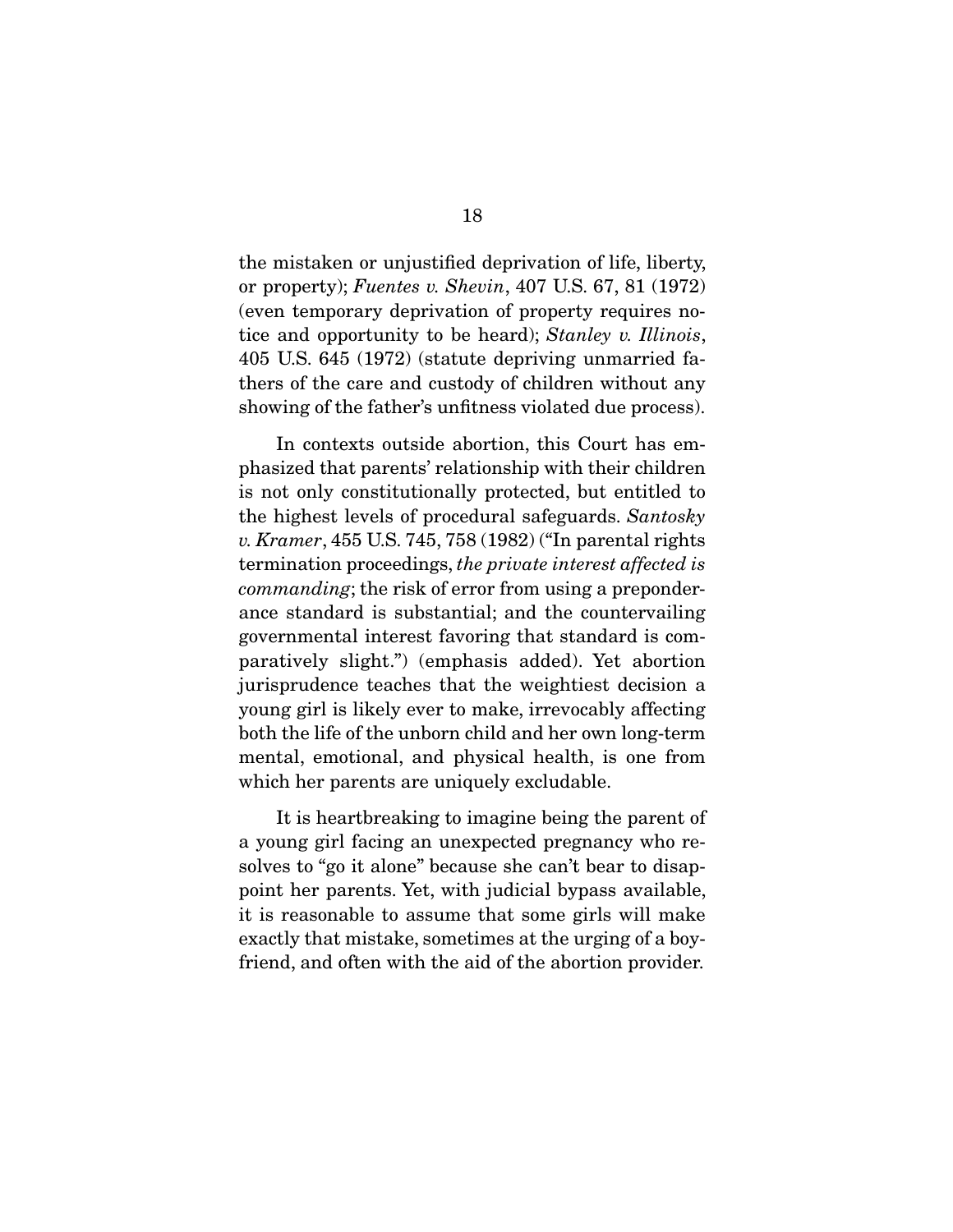the mistaken or unjustified deprivation of life, liberty, or property); *Fuentes v. Shevin*, 407 U.S. 67, 81 (1972) (even temporary deprivation of property requires notice and opportunity to be heard); *Stanley v. Illinois*, 405 U.S. 645 (1972) (statute depriving unmarried fathers of the care and custody of children without any showing of the father's unfitness violated due process).

In contexts outside abortion, this Court has emphasized that parents' relationship with their children is not only constitutionally protected, but entitled to the highest levels of procedural safeguards. *Santosky v. Kramer*, 455 U.S. 745, 758 (1982) ("In parental rights termination proceedings, *the private interest affected is commanding*; the risk of error from using a preponderance standard is substantial; and the countervailing governmental interest favoring that standard is comparatively slight.") (emphasis added). Yet abortion jurisprudence teaches that the weightiest decision a young girl is likely ever to make, irrevocably affecting both the life of the unborn child and her own long-term mental, emotional, and physical health, is one from which her parents are uniquely excludable.

It is heartbreaking to imagine being the parent of a young girl facing an unexpected pregnancy who resolves to "go it alone" because she can't bear to disappoint her parents. Yet, with judicial bypass available, it is reasonable to assume that some girls will make exactly that mistake, sometimes at the urging of a boyfriend, and often with the aid of the abortion provider.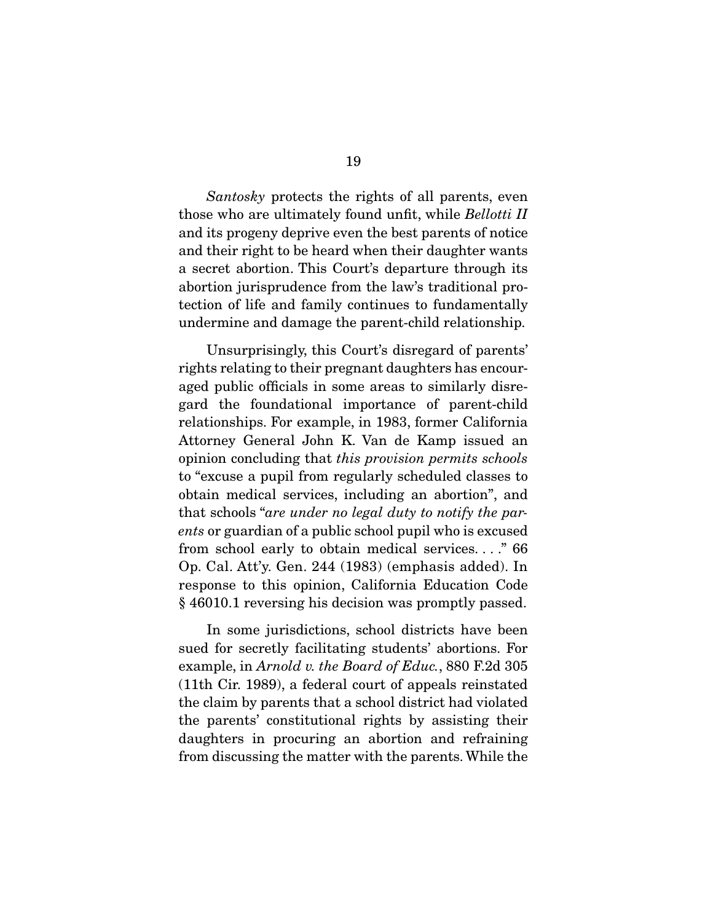*Santosky* protects the rights of all parents, even those who are ultimately found unfit, while *Bellotti II* and its progeny deprive even the best parents of notice and their right to be heard when their daughter wants a secret abortion. This Court's departure through its abortion jurisprudence from the law's traditional protection of life and family continues to fundamentally undermine and damage the parent-child relationship.

Unsurprisingly, this Court's disregard of parents' rights relating to their pregnant daughters has encouraged public officials in some areas to similarly disregard the foundational importance of parent-child relationships. For example, in 1983, former California Attorney General John K. Van de Kamp issued an opinion concluding that *this provision permits schools* to "excuse a pupil from regularly scheduled classes to obtain medical services, including an abortion", and that schools "*are under no legal duty to notify the parents* or guardian of a public school pupil who is excused from school early to obtain medical services. . . ." 66 Op. Cal. Att'y. Gen. 244 (1983) (emphasis added). In response to this opinion, California Education Code § 46010.1 reversing his decision was promptly passed.

In some jurisdictions, school districts have been sued for secretly facilitating students' abortions. For example, in *Arnold v. the Board of Educ.*, 880 F.2d 305 (11th Cir. 1989), a federal court of appeals reinstated the claim by parents that a school district had violated the parents' constitutional rights by assisting their daughters in procuring an abortion and refraining from discussing the matter with the parents. While the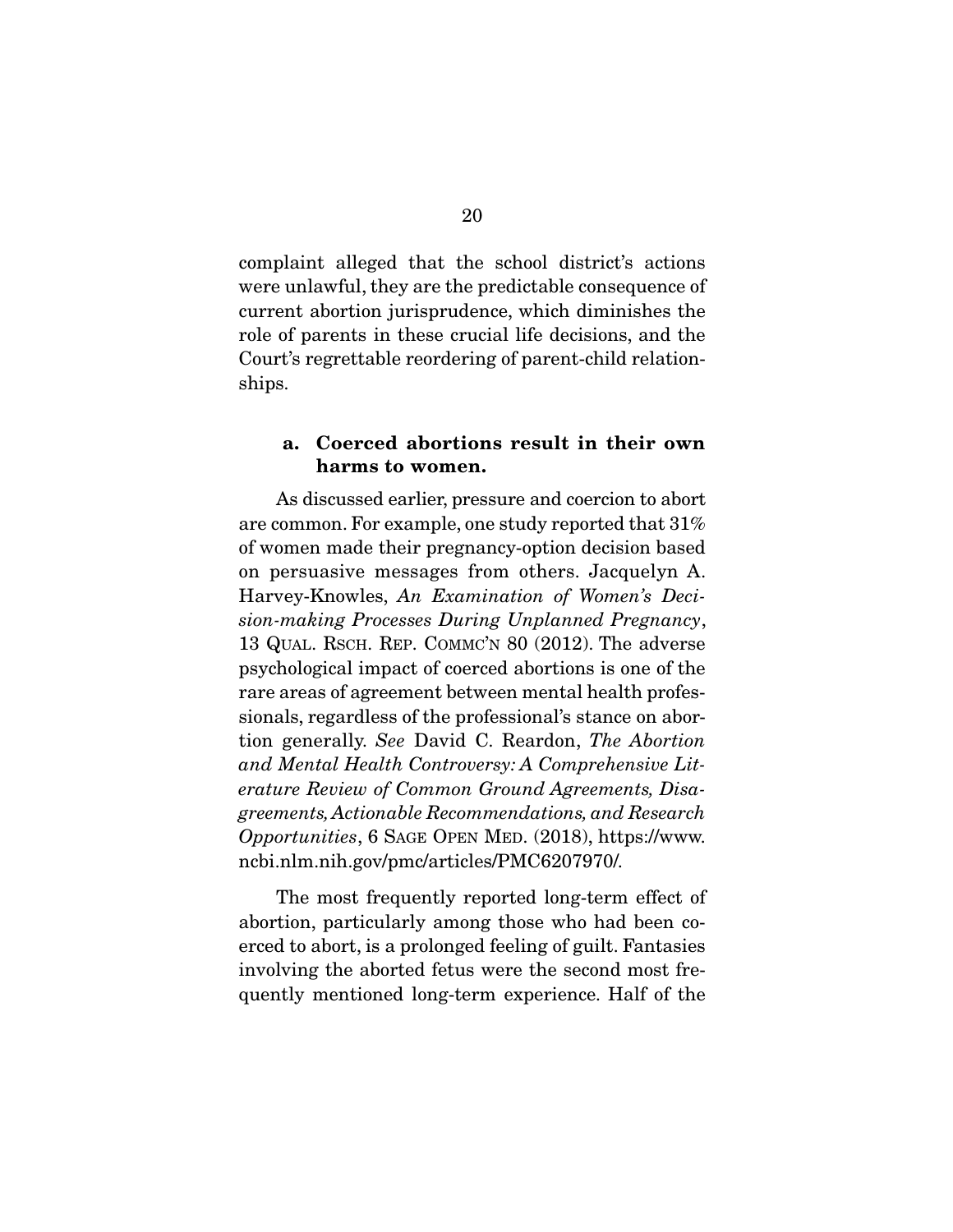complaint alleged that the school district's actions were unlawful, they are the predictable consequence of current abortion jurisprudence, which diminishes the role of parents in these crucial life decisions, and the Court's regrettable reordering of parent-child relationships.

**a. Coerced abortions result in their own harms to women.**

As discussed earlier, pressure and coercion to abort are common. For example, one study reported that 31% of women made their pregnancy-option decision based on persuasive messages from others. Jacquelyn A. Harvey-Knowles, *An Examination of Women's Decision-making Processes During Unplanned Pregnancy*, 13 QUAL. RSCH. REP. COMMC'N 80 (2012). The adverse psychological impact of coerced abortions is one of the rare areas of agreement between mental health professionals, regardless of the professional's stance on abortion generally. *See* David C. Reardon, *The Abortion and Mental Health Controversy: A Comprehensive Literature Review of Common Ground Agreements, Disagreements, Actionable Recommendations, and Research Opportunities*, 6 SAGE OPEN MED. (2018), https://www.ncbi.nlm.nih.gov/pmc/articles/PMC6207970/.

The most frequently reported long-term effect of abortion, particularly among those who had been coerced to abort, is a prolonged feeling of guilt. Fantasies involving the aborted fetus were the second most frequently mentioned long-term experience. Half of the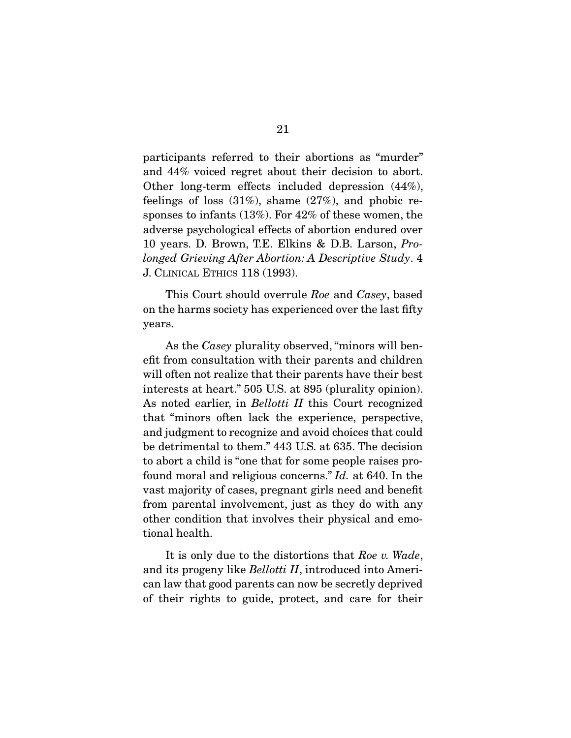participants referred to their abortions as "murder" and 44% voiced regret about their decision to abort. Other long-term effects included depression (44%), feelings of loss (31%), shame (27%), and phobic responses to infants (13%). For 42% of these women, the adverse psychological effects of abortion endured over 10 years. D. Brown, T.E. Elkins & D.B. Larson, *Prolonged Grieving After Abortion: A Descriptive Study*. 4 J. CLINICAL ETHICS 118 (1993).

This Court should overrule *Roe* and *Casey*, based on the harms society has experienced over the last fifty years.

As the *Casey* plurality observed, "minors will benefit from consultation with their parents and children will often not realize that their parents have their best interests at heart." 505 U.S. at 895 (plurality opinion). As noted earlier, in *Bellotti II* this Court recognized that "minors often lack the experience, perspective, and judgment to recognize and avoid choices that could be detrimental to them." 443 U.S. at 635. The decision to abort a child is "one that for some people raises profound moral and religious concerns." *Id.* at 640. In the vast majority of cases, pregnant girls need and benefit from parental involvement, just as they do with any other condition that involves their physical and emotional health.

It is only due to the distortions that *Roe v. Wade*, and its progeny like *Bellotti II*, introduced into American law that good parents can now be secretly deprived of their rights to guide, protect, and care for their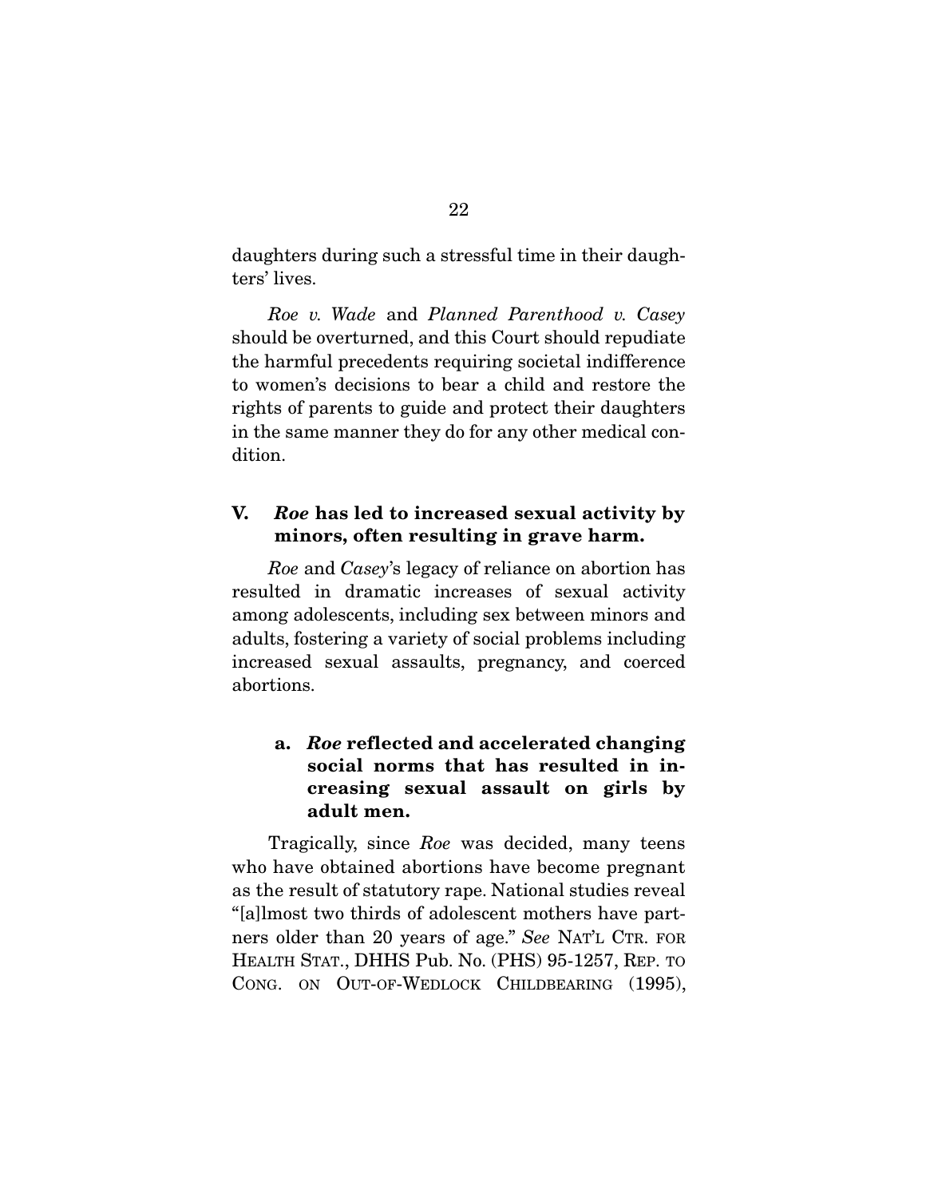daughters during such a stressful time in their daughters' lives.

*Roe v. Wade* and *Planned Parenthood v. Casey* should be overturned, and this Court should repudiate the harmful precedents requiring societal indifference to women's decisions to bear a child and restore the rights of parents to guide and protect their daughters in the same manner they do for any other medical condition.

## V. *Roe* has led to increased sexual activity by minors, often resulting in grave harm.

*Roe* and *Casey*'s legacy of reliance on abortion has resulted in dramatic increases of sexual activity among adolescents, including sex between minors and adults, fostering a variety of social problems including increased sexual assaults, pregnancy, and coerced abortions.

### a. *Roe* reflected and accelerated changing social norms that has resulted in increasing sexual assault on girls by adult men.

Tragically, since *Roe* was decided, many teens who have obtained abortions have become pregnant as the result of statutory rape. National studies reveal "[a]lmost two thirds of adolescent mothers have partners older than 20 years of age." *See* NAT'L CTR. FOR HEALTH STAT., DHHS Pub. No. (PHS) 95-1257, REP. TO CONG. ON OUT-OF-WEDLOCK CHILDBEARING (1995),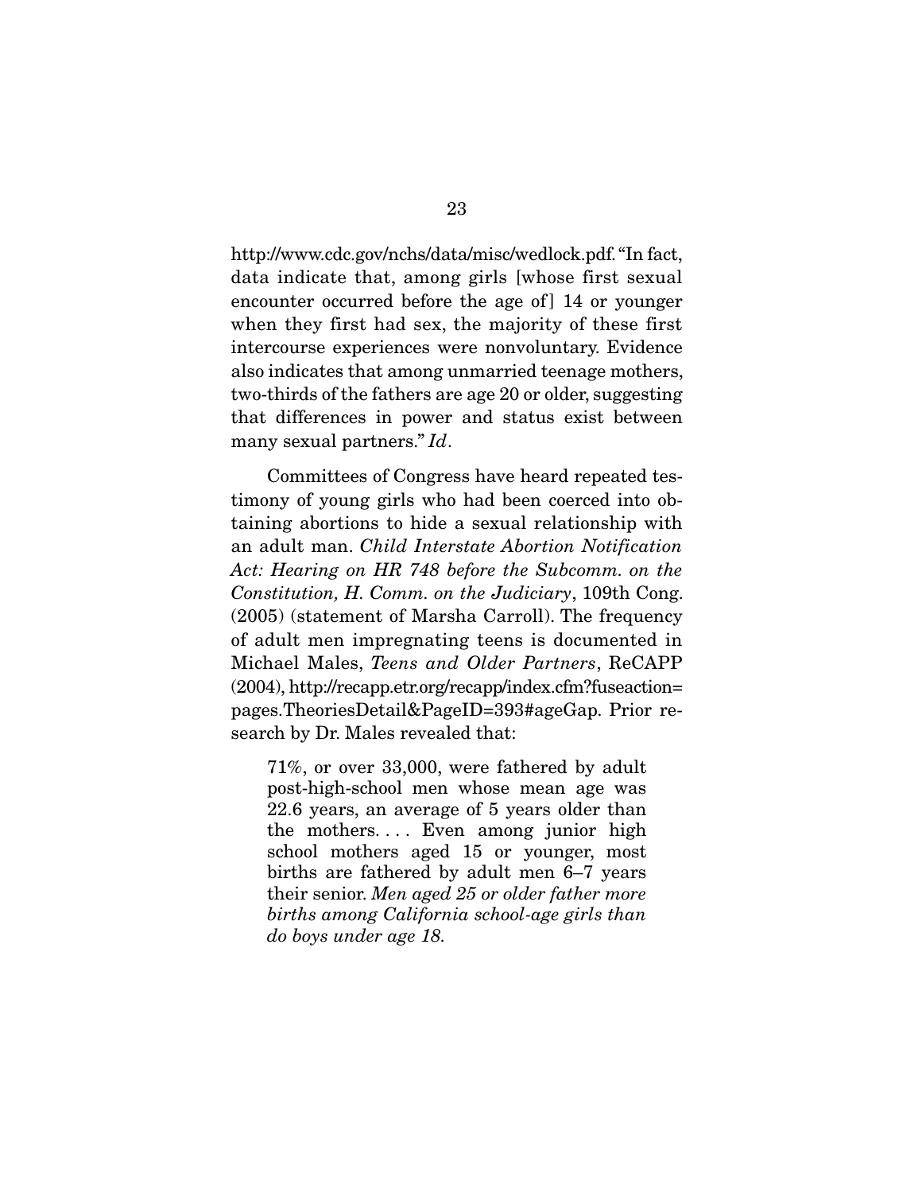http://www.cdc.gov/nchs/data/misc/wedlock.pdf. "In fact, data indicate that, among girls [whose first sexual encounter occurred before the age of] 14 or younger when they first had sex, the majority of these first intercourse experiences were nonvoluntary. Evidence also indicates that among unmarried teenage mothers, two-thirds of the fathers are age 20 or older, suggesting that differences in power and status exist between many sexual partners." *Id*.

Committees of Congress have heard repeated testimony of young girls who had been coerced into obtaining abortions to hide a sexual relationship with an adult man. *Child Interstate Abortion Notification Act: Hearing on HR 748 before the Subcomm. on the Constitution, H. Comm. on the Judiciary*, 109th Cong. (2005) (statement of Marsha Carroll). The frequency of adult men impregnating teens is documented in Michael Males, *Teens and Older Partners*, ReCAPP (2004), http://recapp.etr.org/recapp/index.cfm?fuseaction=pages.TheoriesDetail&PageID=393#ageGap. Prior research by Dr. Males revealed that:

> 71%, or over 33,000, were fathered by adult post-high-school men whose mean age was 22.6 years, an average of 5 years older than the mothers. . . . Even among junior high school mothers aged 15 or younger, most births are fathered by adult men 6–7 years their senior. *Men aged 25 or older father more births among California school-age girls than do boys under age 18.*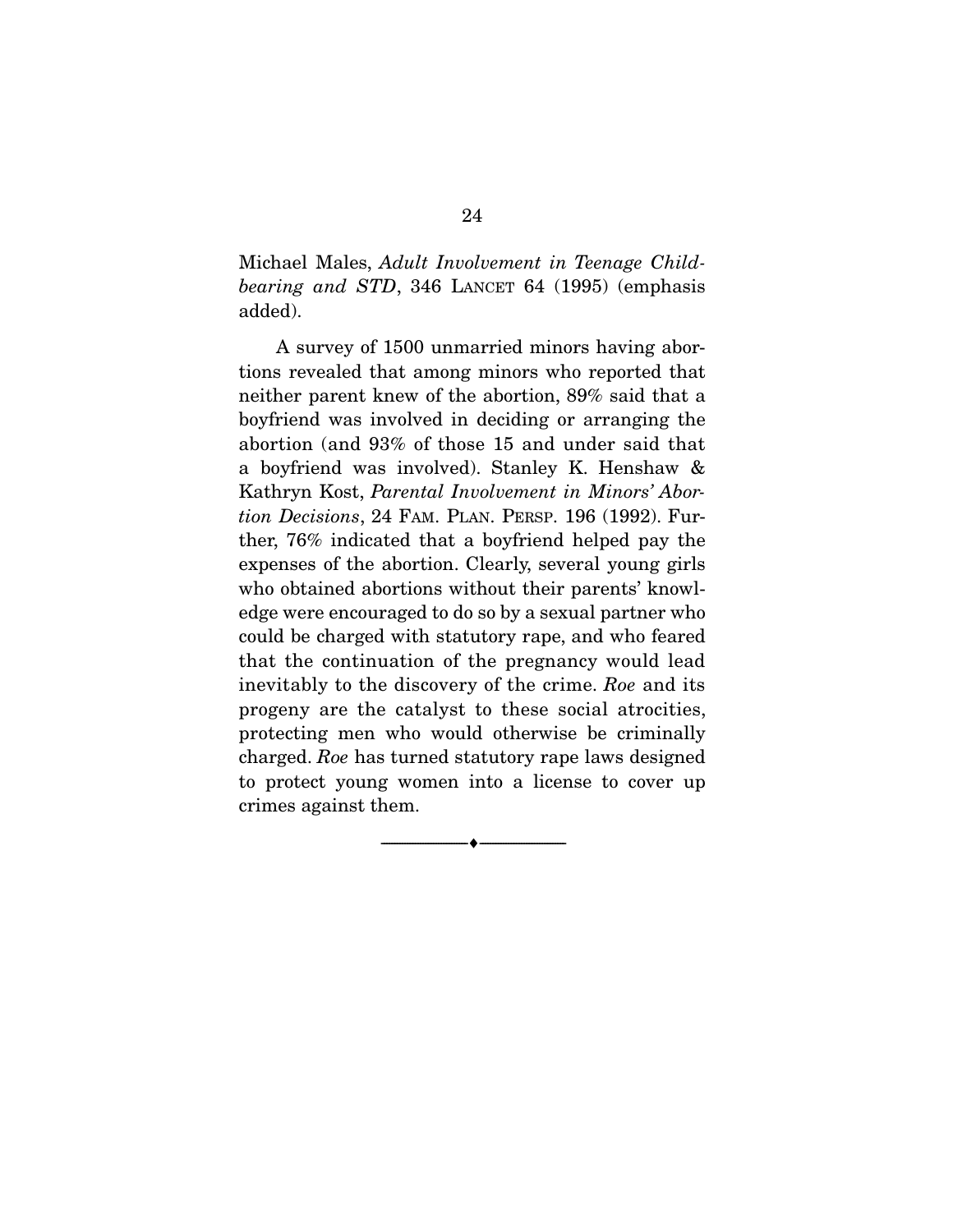Michael Males, *Adult Involvement in Teenage Childbearing and STD*, 346 LANCET 64 (1995) (emphasis added).

A survey of 1500 unmarried minors having abortions revealed that among minors who reported that neither parent knew of the abortion, 89% said that a boyfriend was involved in deciding or arranging the abortion (and 93% of those 15 and under said that a boyfriend was involved). Stanley K. Henshaw & Kathryn Kost, *Parental Involvement in Minors' Abortion Decisions*, 24 FAM. PLAN. PERSP. 196 (1992). Further, 76% indicated that a boyfriend helped pay the expenses of the abortion. Clearly, several young girls who obtained abortions without their parents' knowledge were encouraged to do so by a sexual partner who could be charged with statutory rape, and who feared that the continuation of the pregnancy would lead inevitably to the discovery of the crime. *Roe* and its progeny are the catalyst to these social atrocities, protecting men who would otherwise be criminally charged. *Roe* has turned statutory rape laws designed to protect young women into a license to cover up crimes against them.

---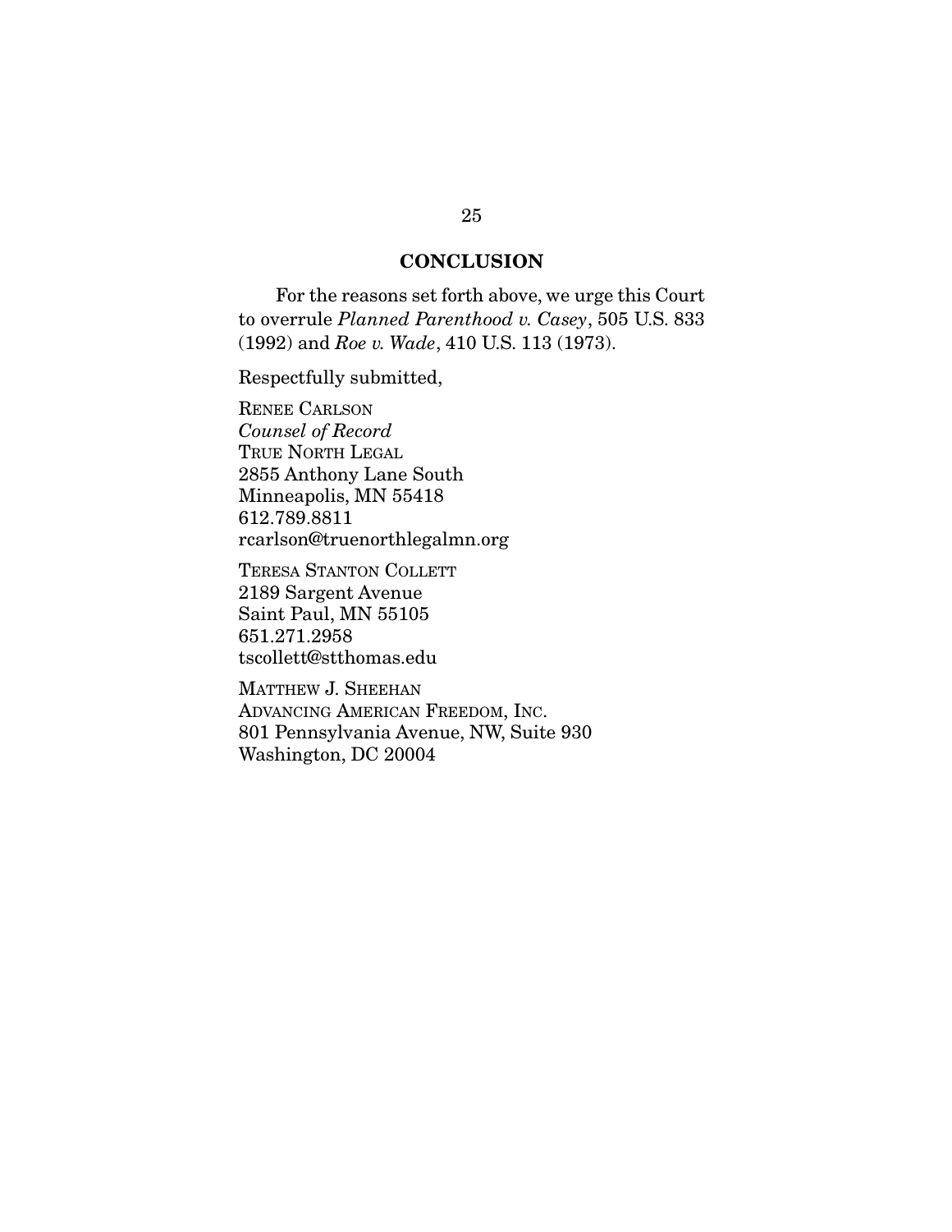## CONCLUSION

For the reasons set forth above, we urge this Court to overrule *Planned Parenthood v. Casey*, 505 U.S. 833 (1992) and *Roe v. Wade*, 410 U.S. 113 (1973).

Respectfully submitted,

RENEE CARLSON
*Counsel of Record*
TRUE NORTH LEGAL
2855 Anthony Lane South
Minneapolis, MN 55418
612.789.8811
rcarlson@truenorthlegalmn.org

TERESA STANTON COLLETT
2189 Sargent Avenue
Saint Paul, MN 55105
651.271.2958
tscollett@stthomas.edu

MATTHEW J. SHEEHAN
ADVANCING AMERICAN FREEDOM, INC.
801 Pennsylvania Avenue, NW, Suite 930
Washington, DC 20004